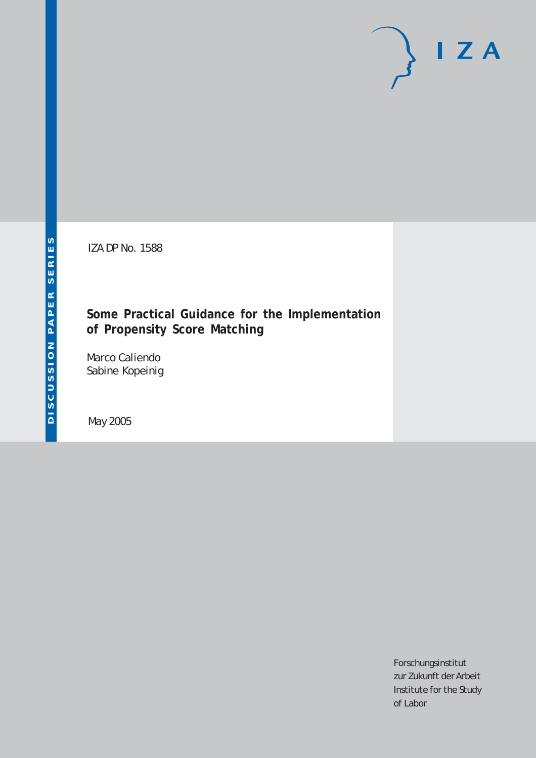DISCUSSION PAPER SERIES

IZA DP No. 1588

# Some Practical Guidance for the Implementation of Propensity Score Matching

Marco Caliendo
Sabine Kopeinig

May 2005

IZA

Forschungsinstitut
zur Zukunft der Arbeit
Institute for the Study
of Labor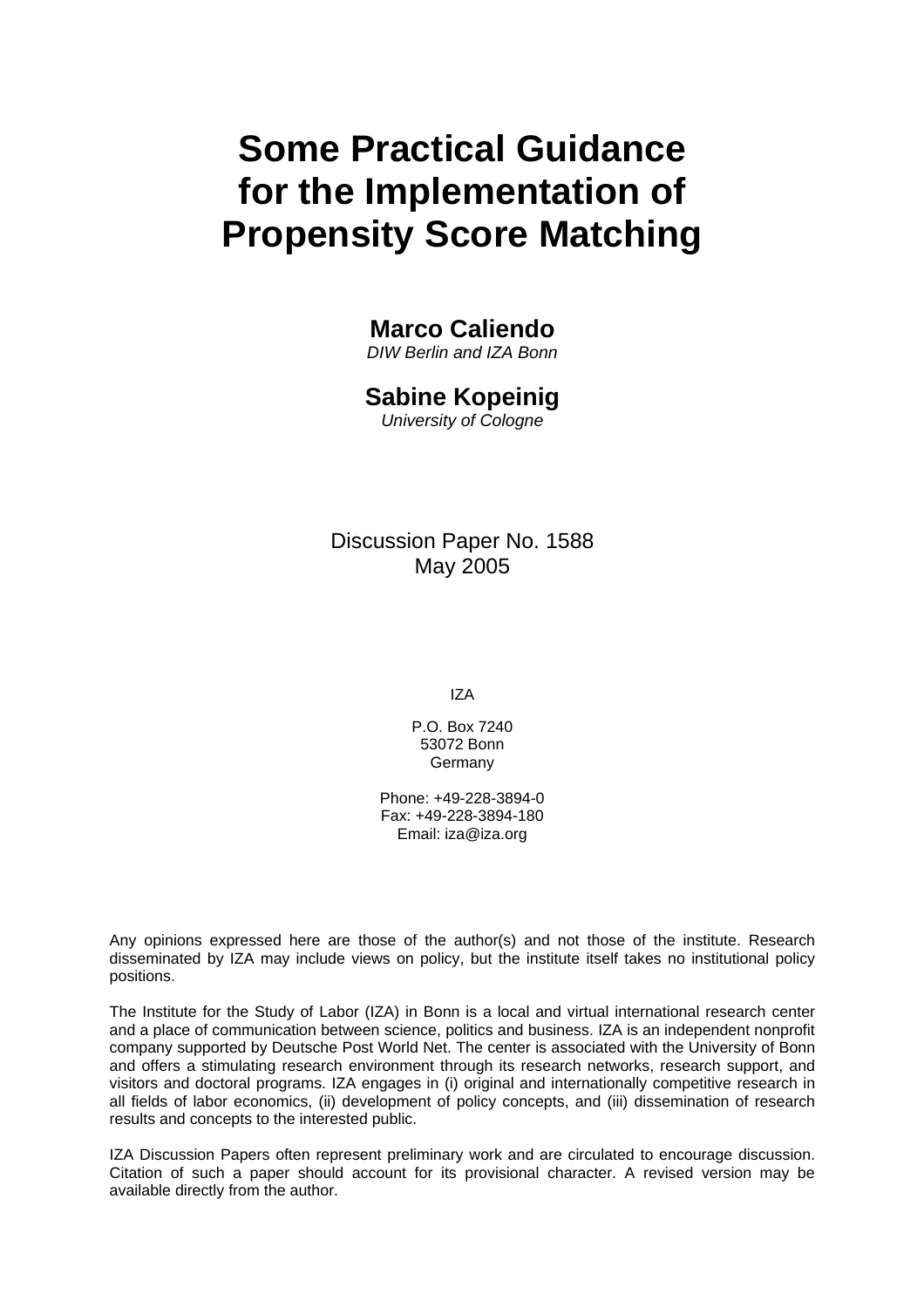# Some Practical Guidance for the Implementation of Propensity Score Matching

**Marco Caliendo**
*DIW Berlin and IZA Bonn*

**Sabine Kopeinig**
*University of Cologne*

Discussion Paper No. 1588
May 2005

IZA

P.O. Box 7240
53072 Bonn
Germany

Phone: +49-228-3894-0
Fax: +49-228-3894-180
Email: iza@iza.org

Any opinions expressed here are those of the author(s) and not those of the institute. Research disseminated by IZA may include views on policy, but the institute itself takes no institutional policy positions.

The Institute for the Study of Labor (IZA) in Bonn is a local and virtual international research center and a place of communication between science, politics and business. IZA is an independent nonprofit company supported by Deutsche Post World Net. The center is associated with the University of Bonn and offers a stimulating research environment through its research networks, research support, and visitors and doctoral programs. IZA engages in (i) original and internationally competitive research in all fields of labor economics, (ii) development of policy concepts, and (iii) dissemination of research results and concepts to the interested public.

IZA Discussion Papers often represent preliminary work and are circulated to encourage discussion. Citation of such a paper should account for its provisional character. A revised version may be available directly from the author.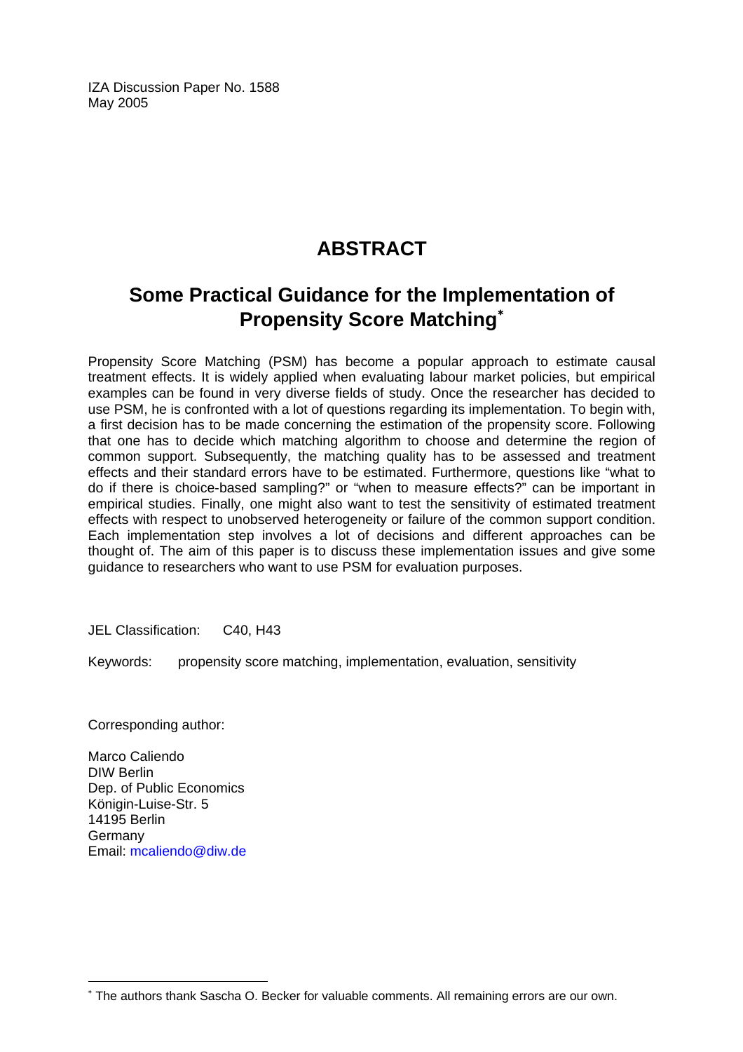IZA Discussion Paper No. 1588
May 2005

# ABSTRACT

## Some Practical Guidance for the Implementation of Propensity Score Matching[*]

Propensity Score Matching (PSM) has become a popular approach to estimate causal treatment effects. It is widely applied when evaluating labour market policies, but empirical examples can be found in very diverse fields of study. Once the researcher has decided to use PSM, he is confronted with a lot of questions regarding its implementation. To begin with, a first decision has to be made concerning the estimation of the propensity score. Following that one has to decide which matching algorithm to choose and determine the region of common support. Subsequently, the matching quality has to be assessed and treatment effects and their standard errors have to be estimated. Furthermore, questions like "what to do if there is choice-based sampling?" or "when to measure effects?" can be important in empirical studies. Finally, one might also want to test the sensitivity of estimated treatment effects with respect to unobserved heterogeneity or failure of the common support condition. Each implementation step involves a lot of decisions and different approaches can be thought of. The aim of this paper is to discuss these implementation issues and give some guidance to researchers who want to use PSM for evaluation purposes.

JEL Classification: C40, H43

Keywords: propensity score matching, implementation, evaluation, sensitivity

Corresponding author:

Marco Caliendo
DIW Berlin
Dep. of Public Economics
Königin-Luise-Str. 5
14195 Berlin
Germany
Email: mcaliendo@diw.de

[*] The authors thank Sascha O. Becker for valuable comments. All remaining errors are our own.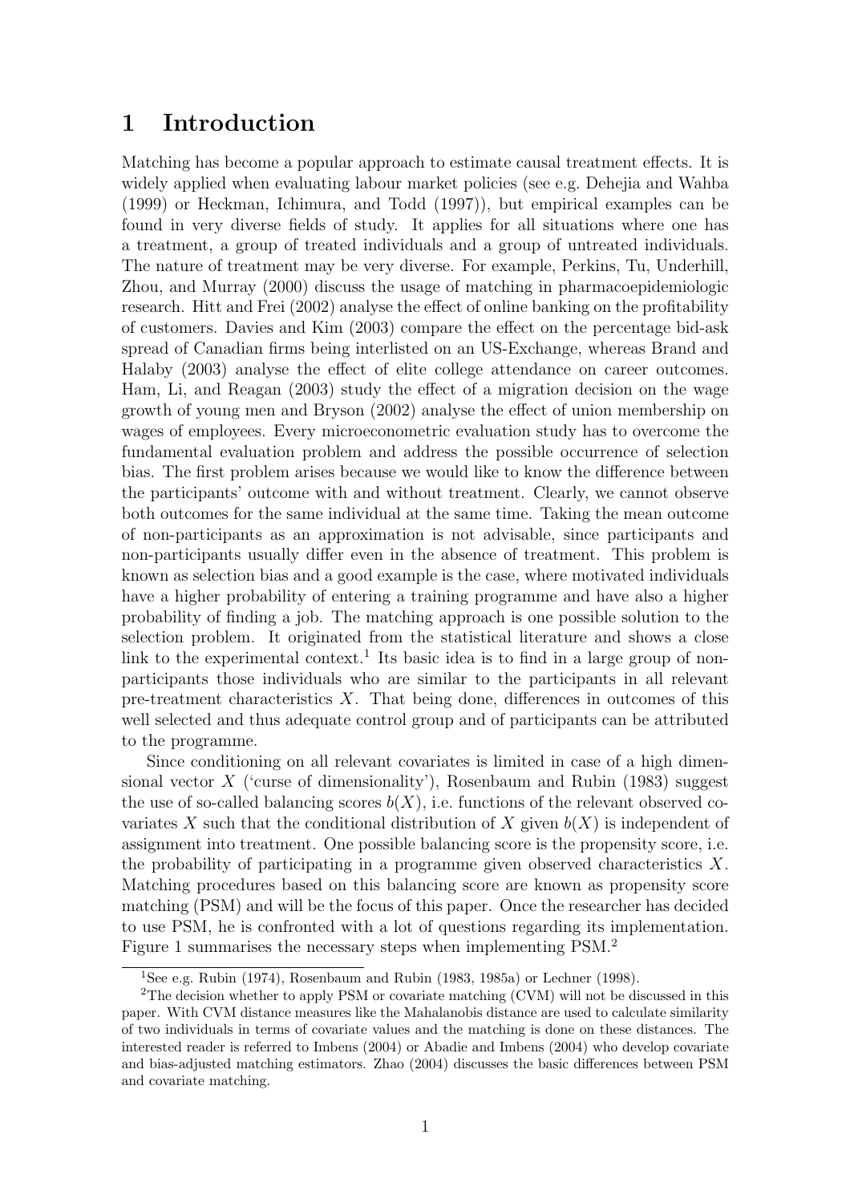# 1 Introduction

Matching has become a popular approach to estimate causal treatment effects. It is widely applied when evaluating labour market policies (see e.g. Dehejia and Wahba (1999) or Heckman, Ichimura, and Todd (1997)), but empirical examples can be found in very diverse fields of study. It applies for all situations where one has a treatment, a group of treated individuals and a group of untreated individuals. The nature of treatment may be very diverse. For example, Perkins, Tu, Underhill, Zhou, and Murray (2000) discuss the usage of matching in pharmacoepidemiologic research. Hitt and Frei (2002) analyse the effect of online banking on the profitability of customers. Davies and Kim (2003) compare the effect on the percentage bid-ask spread of Canadian firms being interlisted on an US-Exchange, whereas Brand and Halaby (2003) analyse the effect of elite college attendance on career outcomes. Ham, Li, and Reagan (2003) study the effect of a migration decision on the wage growth of young men and Bryson (2002) analyse the effect of union membership on wages of employees. Every microeconometric evaluation study has to overcome the fundamental evaluation problem and address the possible occurrence of selection bias. The first problem arises because we would like to know the difference between the participants' outcome with and without treatment. Clearly, we cannot observe both outcomes for the same individual at the same time. Taking the mean outcome of non-participants as an approximation is not advisable, since participants and non-participants usually differ even in the absence of treatment. This problem is known as selection bias and a good example is the case, where motivated individuals have a higher probability of entering a training programme and have also a higher probability of finding a job. The matching approach is one possible solution to the selection problem. It originated from the statistical literature and shows a close link to the experimental context.[1] Its basic idea is to find in a large group of non-participants those individuals who are similar to the participants in all relevant pre-treatment characteristics $X$. That being done, differences in outcomes of this well selected and thus adequate control group and of participants can be attributed to the programme.

Since conditioning on all relevant covariates is limited in case of a high dimensional vector $X$ ('curse of dimensionality'), Rosenbaum and Rubin (1983) suggest the use of so-called balancing scores $b(X)$, i.e. functions of the relevant observed covariates $X$ such that the conditional distribution of $X$ given $b(X)$ is independent of assignment into treatment. One possible balancing score is the propensity score, i.e. the probability of participating in a programme given observed characteristics $X$. Matching procedures based on this balancing score are known as propensity score matching (PSM) and will be the focus of this paper. Once the researcher has decided to use PSM, he is confronted with a lot of questions regarding its implementation. Figure 1 summarises the necessary steps when implementing PSM.[2]

[1] See e.g. Rubin (1974), Rosenbaum and Rubin (1983, 1985a) or Lechner (1998).

[2] The decision whether to apply PSM or covariate matching (CVM) will not be discussed in this paper. With CVM distance measures like the Mahalanobis distance are used to calculate similarity of two individuals in terms of covariate values and the matching is done on these distances. The interested reader is referred to Imbens (2004) or Abadie and Imbens (2004) who develop covariate and bias-adjusted matching estimators. Zhao (2004) discusses the basic differences between PSM and covariate matching.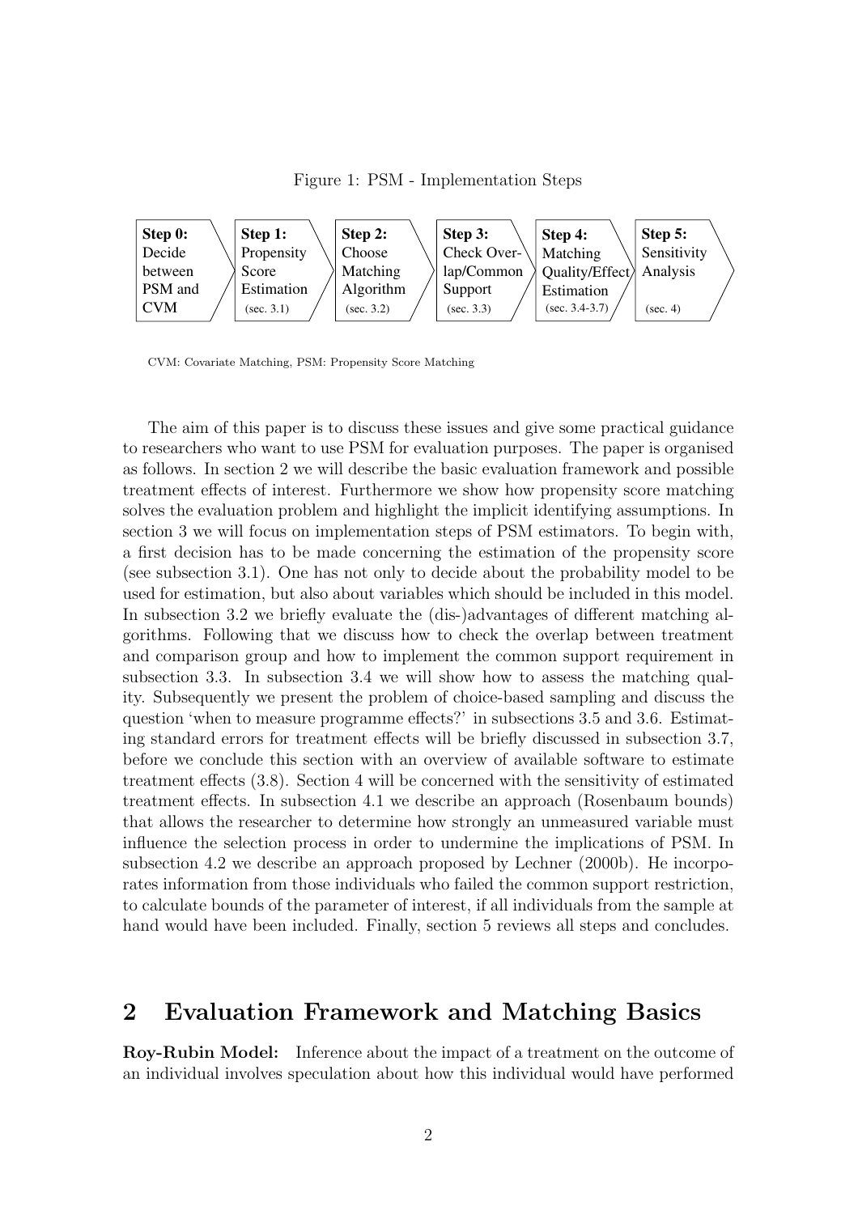Figure 1: PSM - Implementation Steps

| Step 0: Decide between PSM and CVM | Step 1: Propensity Score Estimation (sec. 3.1) | Step 2: Choose Matching Algorithm (sec. 3.2) | Step 3: Check Overlap/Common Support (sec. 3.3) | Step 4: Matching Quality/Effect Estimation (sec. 3.4-3.7) | Step 5: Sensitivity Analysis (sec. 4) |
|---|---|---|---|---|---|

CVM: Covariate Matching, PSM: Propensity Score Matching

The aim of this paper is to discuss these issues and give some practical guidance to researchers who want to use PSM for evaluation purposes. The paper is organised as follows. In section 2 we will describe the basic evaluation framework and possible treatment effects of interest. Furthermore we show how propensity score matching solves the evaluation problem and highlight the implicit identifying assumptions. In section 3 we will focus on implementation steps of PSM estimators. To begin with, a first decision has to be made concerning the estimation of the propensity score (see subsection 3.1). One has not only to decide about the probability model to be used for estimation, but also about variables which should be included in this model. In subsection 3.2 we briefly evaluate the (dis-)advantages of different matching algorithms. Following that we discuss how to check the overlap between treatment and comparison group and how to implement the common support requirement in subsection 3.3. In subsection 3.4 we will show how to assess the matching quality. Subsequently we present the problem of choice-based sampling and discuss the question 'when to measure programme effects?' in subsections 3.5 and 3.6. Estimating standard errors for treatment effects will be briefly discussed in subsection 3.7, before we conclude this section with an overview of available software to estimate treatment effects (3.8). Section 4 will be concerned with the sensitivity of estimated treatment effects. In subsection 4.1 we describe an approach (Rosenbaum bounds) that allows the researcher to determine how strongly an unmeasured variable must influence the selection process in order to undermine the implications of PSM. In subsection 4.2 we describe an approach proposed by Lechner (2000b). He incorporates information from those individuals who failed the common support restriction, to calculate bounds of the parameter of interest, if all individuals from the sample at hand would have been included. Finally, section 5 reviews all steps and concludes.

## 2 Evaluation Framework and Matching Basics

**Roy-Rubin Model:** Inference about the impact of a treatment on the outcome of an individual involves speculation about how this individual would have performed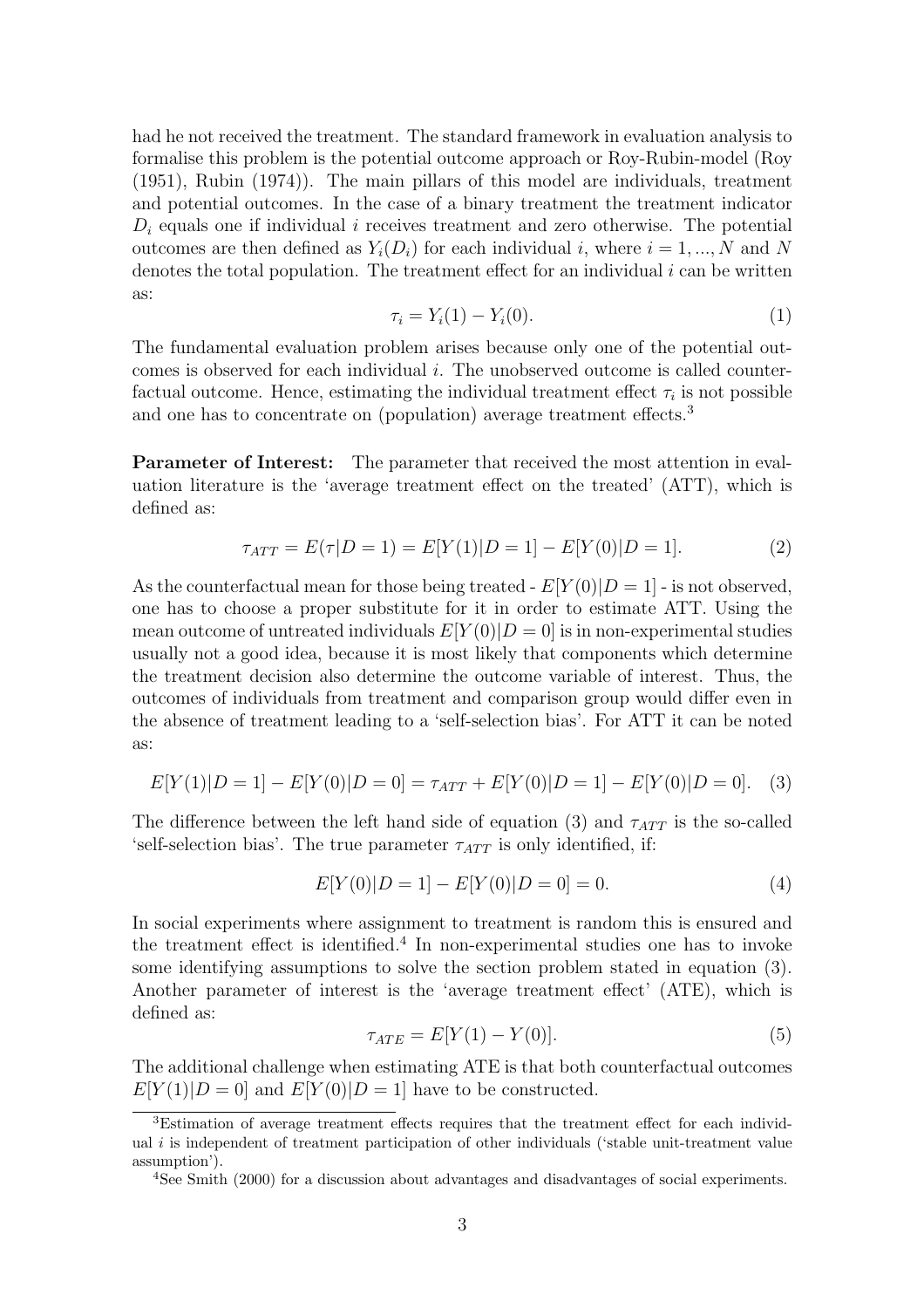had he not received the treatment. The standard framework in evaluation analysis to formalise this problem is the potential outcome approach or Roy-Rubin-model (Roy (1951), Rubin (1974)). The main pillars of this model are individuals, treatment and potential outcomes. In the case of a binary treatment the treatment indicator $D_i$ equals one if individual $i$ receives treatment and zero otherwise. The potential outcomes are then defined as $Y_i(D_i)$ for each individual $i$, where $i = 1, ..., N$ and $N$ denotes the total population. The treatment effect for an individual $i$ can be written as:

$$\tau_i = Y_i(1) - Y_i(0). \tag{1}$$

The fundamental evaluation problem arises because only one of the potential outcomes is observed for each individual $i$. The unobserved outcome is called counterfactual outcome. Hence, estimating the individual treatment effect $\tau_i$ is not possible and one has to concentrate on (population) average treatment effects.[3]

**Parameter of Interest:** The parameter that received the most attention in evaluation literature is the 'average treatment effect on the treated' (ATT), which is defined as:

$$\tau_{ATT} = E(\tau|D = 1) = E[Y(1)|D = 1] - E[Y(0)|D = 1]. \tag{2}$$

As the counterfactual mean for those being treated - $E[Y(0)|D = 1]$ - is not observed, one has to choose a proper substitute for it in order to estimate ATT. Using the mean outcome of untreated individuals $E[Y(0)|D = 0]$ is in non-experimental studies usually not a good idea, because it is most likely that components which determine the treatment decision also determine the outcome variable of interest. Thus, the outcomes of individuals from treatment and comparison group would differ even in the absence of treatment leading to a 'self-selection bias'. For ATT it can be noted as:

$$E[Y(1)|D = 1] - E[Y(0)|D = 0] = \tau_{ATT} + E[Y(0)|D = 1] - E[Y(0)|D = 0]. \tag{3}$$

The difference between the left hand side of equation (3) and $\tau_{ATT}$ is the so-called 'self-selection bias'. The true parameter $\tau_{ATT}$ is only identified, if:

$$E[Y(0)|D = 1] - E[Y(0)|D = 0] = 0. \tag{4}$$

In social experiments where assignment to treatment is random this is ensured and the treatment effect is identified.[4] In non-experimental studies one has to invoke some identifying assumptions to solve the section problem stated in equation (3). Another parameter of interest is the 'average treatment effect' (ATE), which is defined as:

$$\tau_{ATE} = E[Y(1) - Y(0)]. \tag{5}$$

The additional challenge when estimating ATE is that both counterfactual outcomes $E[Y(1)|D = 0]$ and $E[Y(0)|D = 1]$ have to be constructed.

[3] Estimation of average treatment effects requires that the treatment effect for each individual $i$ is independent of treatment participation of other individuals ('stable unit-treatment value assumption').

[4] See Smith (2000) for a discussion about advantages and disadvantages of social experiments.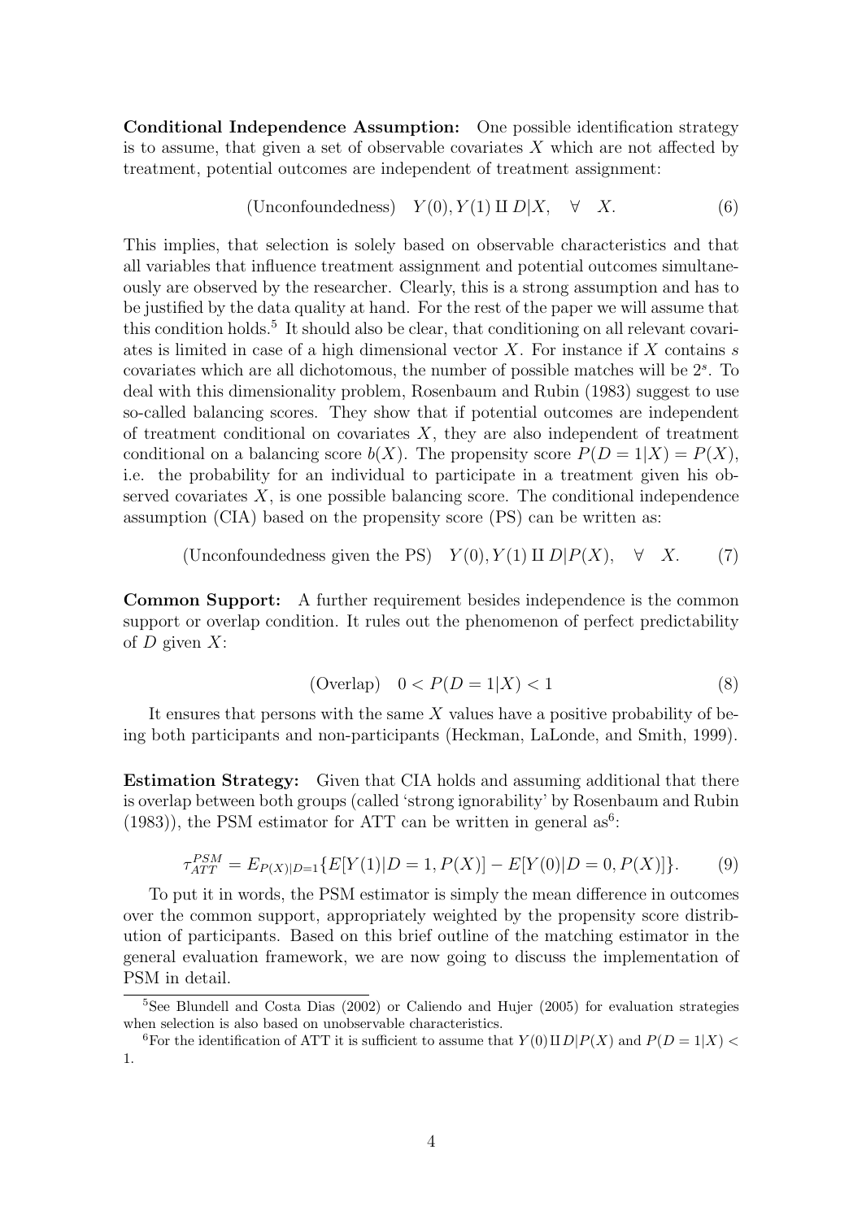**Conditional Independence Assumption:** One possible identification strategy is to assume, that given a set of observable covariates $X$ which are not affected by treatment, potential outcomes are independent of treatment assignment:

$$\text{(Unconfoundedness)} \quad Y(0), Y(1) \amalg D|X, \quad \forall \quad X. \tag{6}$$

This implies, that selection is solely based on observable characteristics and that all variables that influence treatment assignment and potential outcomes simultaneously are observed by the researcher. Clearly, this is a strong assumption and has to be justified by the data quality at hand. For the rest of the paper we will assume that this condition holds.[5] It should also be clear, that conditioning on all relevant covariates is limited in case of a high dimensional vector $X$. For instance if $X$ contains $s$ covariates which are all dichotomous, the number of possible matches will be $2^s$. To deal with this dimensionality problem, Rosenbaum and Rubin (1983) suggest to use so-called balancing scores. They show that if potential outcomes are independent of treatment conditional on covariates $X$, they are also independent of treatment conditional on a balancing score $b(X)$. The propensity score $P(D = 1|X) = P(X)$, i.e. the probability for an individual to participate in a treatment given his observed covariates $X$, is one possible balancing score. The conditional independence assumption (CIA) based on the propensity score (PS) can be written as:

$$\text{(Unconfoundedness given the PS)} \quad Y(0), Y(1) \amalg D|P(X), \quad \forall \quad X. \tag{7}$$

**Common Support:** A further requirement besides independence is the common support or overlap condition. It rules out the phenomenon of perfect predictability of $D$ given $X$:

$$\text{(Overlap)} \quad 0 < P(D = 1|X) < 1 \tag{8}$$

It ensures that persons with the same $X$ values have a positive probability of being both participants and non-participants (Heckman, LaLonde, and Smith, 1999).

**Estimation Strategy:** Given that CIA holds and assuming additional that there is overlap between both groups (called 'strong ignorability' by Rosenbaum and Rubin (1983)), the PSM estimator for ATT can be written in general as[6]:

$$\tau_{ATT}^{PSM} = E_{P(X)|D=1}\{E[Y(1)|D = 1, P(X)] - E[Y(0)|D = 0, P(X)]\}. \tag{9}$$

To put it in words, the PSM estimator is simply the mean difference in outcomes over the common support, appropriately weighted by the propensity score distribution of participants. Based on this brief outline of the matching estimator in the general evaluation framework, we are now going to discuss the implementation of PSM in detail.

---

[5] See Blundell and Costa Dias (2002) or Caliendo and Hujer (2005) for evaluation strategies when selection is also based on unobservable characteristics.

[6] For the identification of ATT it is sufficient to assume that $Y(0) \amalg D|P(X)$ and $P(D = 1|X) < 1$.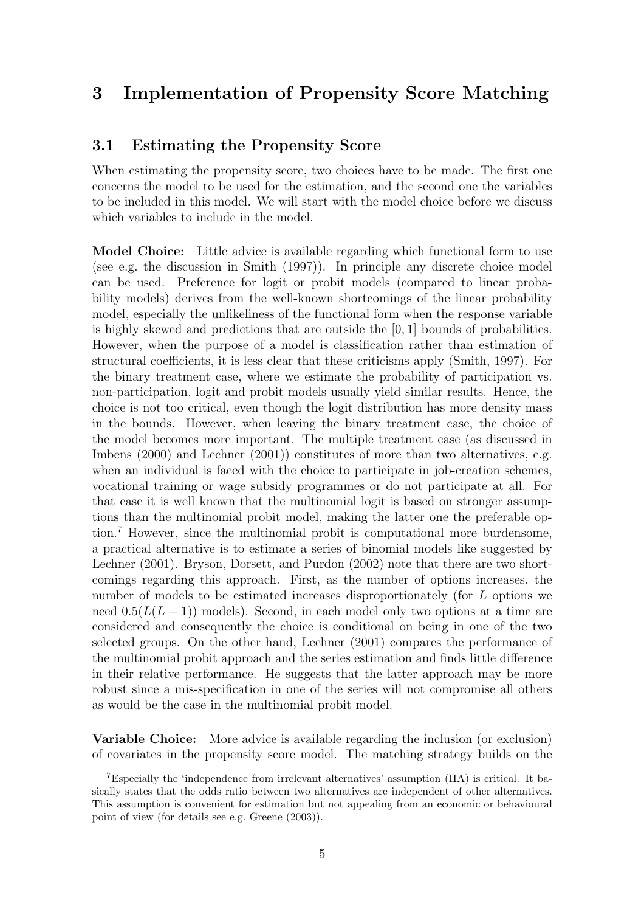# 3 Implementation of Propensity Score Matching

## 3.1 Estimating the Propensity Score

When estimating the propensity score, two choices have to be made. The first one concerns the model to be used for the estimation, and the second one the variables to be included in this model. We will start with the model choice before we discuss which variables to include in the model.

**Model Choice:** Little advice is available regarding which functional form to use (see e.g. the discussion in Smith (1997)). In principle any discrete choice model can be used. Preference for logit or probit models (compared to linear probability models) derives from the well-known shortcomings of the linear probability model, especially the unlikeliness of the functional form when the response variable is highly skewed and predictions that are outside the $[0, 1]$ bounds of probabilities. However, when the purpose of a model is classification rather than estimation of structural coefficients, it is less clear that these criticisms apply (Smith, 1997). For the binary treatment case, where we estimate the probability of participation vs. non-participation, logit and probit models usually yield similar results. Hence, the choice is not too critical, even though the logit distribution has more density mass in the bounds. However, when leaving the binary treatment case, the choice of the model becomes more important. The multiple treatment case (as discussed in Imbens (2000) and Lechner (2001)) constitutes of more than two alternatives, e.g. when an individual is faced with the choice to participate in job-creation schemes, vocational training or wage subsidy programmes or do not participate at all. For that case it is well known that the multinomial logit is based on stronger assumptions than the multinomial probit model, making the latter one the preferable option.[7] However, since the multinomial probit is computational more burdensome, a practical alternative is to estimate a series of binomial models like suggested by Lechner (2001). Bryson, Dorsett, and Purdon (2002) note that there are two shortcomings regarding this approach. First, as the number of options increases, the number of models to be estimated increases disproportionately (for $L$ options we need $0.5(L(L-1))$ models). Second, in each model only two options at a time are considered and consequently the choice is conditional on being in one of the two selected groups. On the other hand, Lechner (2001) compares the performance of the multinomial probit approach and the series estimation and finds little difference in their relative performance. He suggests that the latter approach may be more robust since a mis-specification in one of the series will not compromise all others as would be the case in the multinomial probit model.

**Variable Choice:** More advice is available regarding the inclusion (or exclusion) of covariates in the propensity score model. The matching strategy builds on the

[7] Especially the 'independence from irrelevant alternatives' assumption (IIA) is critical. It basically states that the odds ratio between two alternatives are independent of other alternatives. This assumption is convenient for estimation but not appealing from an economic or behavioural point of view (for details see e.g. Greene (2003)).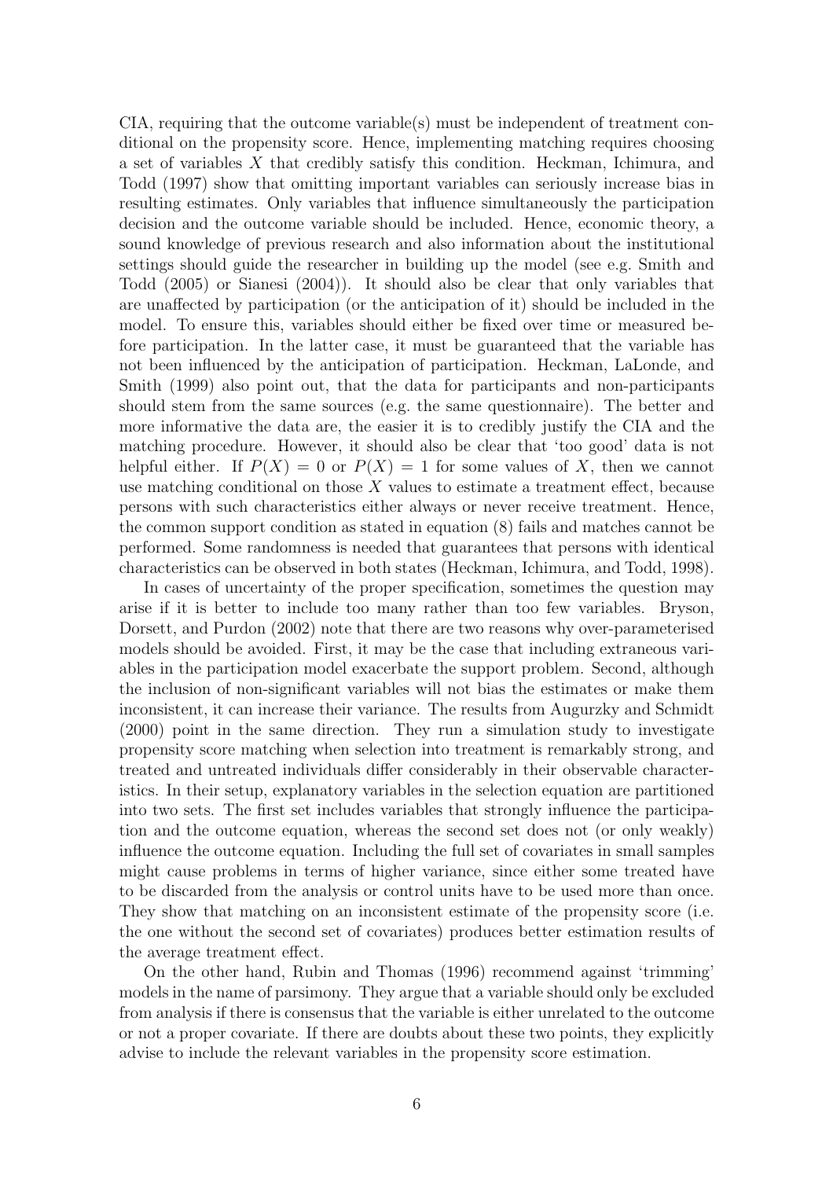CIA, requiring that the outcome variable(s) must be independent of treatment conditional on the propensity score. Hence, implementing matching requires choosing a set of variables $X$ that credibly satisfy this condition. Heckman, Ichimura, and Todd (1997) show that omitting important variables can seriously increase bias in resulting estimates. Only variables that influence simultaneously the participation decision and the outcome variable should be included. Hence, economic theory, a sound knowledge of previous research and also information about the institutional settings should guide the researcher in building up the model (see e.g. Smith and Todd (2005) or Sianesi (2004)). It should also be clear that only variables that are unaffected by participation (or the anticipation of it) should be included in the model. To ensure this, variables should either be fixed over time or measured before participation. In the latter case, it must be guaranteed that the variable has not been influenced by the anticipation of participation. Heckman, LaLonde, and Smith (1999) also point out, that the data for participants and non-participants should stem from the same sources (e.g. the same questionnaire). The better and more informative the data are, the easier it is to credibly justify the CIA and the matching procedure. However, it should also be clear that 'too good' data is not helpful either. If $P(X) = 0$ or $P(X) = 1$ for some values of $X$, then we cannot use matching conditional on those $X$ values to estimate a treatment effect, because persons with such characteristics either always or never receive treatment. Hence, the common support condition as stated in equation (8) fails and matches cannot be performed. Some randomness is needed that guarantees that persons with identical characteristics can be observed in both states (Heckman, Ichimura, and Todd, 1998).

In cases of uncertainty of the proper specification, sometimes the question may arise if it is better to include too many rather than too few variables. Bryson, Dorsett, and Purdon (2002) note that there are two reasons why over-parameterised models should be avoided. First, it may be the case that including extraneous variables in the participation model exacerbate the support problem. Second, although the inclusion of non-significant variables will not bias the estimates or make them inconsistent, it can increase their variance. The results from Augurzky and Schmidt (2000) point in the same direction. They run a simulation study to investigate propensity score matching when selection into treatment is remarkably strong, and treated and untreated individuals differ considerably in their observable characteristics. In their setup, explanatory variables in the selection equation are partitioned into two sets. The first set includes variables that strongly influence the participation and the outcome equation, whereas the second set does not (or only weakly) influence the outcome equation. Including the full set of covariates in small samples might cause problems in terms of higher variance, since either some treated have to be discarded from the analysis or control units have to be used more than once. They show that matching on an inconsistent estimate of the propensity score (i.e. the one without the second set of covariates) produces better estimation results of the average treatment effect.

On the other hand, Rubin and Thomas (1996) recommend against 'trimming' models in the name of parsimony. They argue that a variable should only be excluded from analysis if there is consensus that the variable is either unrelated to the outcome or not a proper covariate. If there are doubts about these two points, they explicitly advise to include the relevant variables in the propensity score estimation.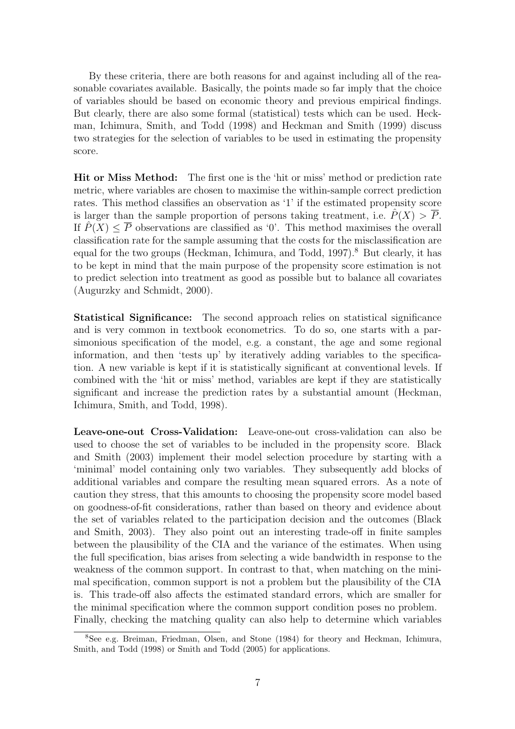By these criteria, there are both reasons for and against including all of the reasonable covariates available. Basically, the points made so far imply that the choice of variables should be based on economic theory and previous empirical findings. But clearly, there are also some formal (statistical) tests which can be used. Heckman, Ichimura, Smith, and Todd (1998) and Heckman and Smith (1999) discuss two strategies for the selection of variables to be used in estimating the propensity score.

**Hit or Miss Method:** The first one is the 'hit or miss' method or prediction rate metric, where variables are chosen to maximise the within-sample correct prediction rates. This method classifies an observation as '1' if the estimated propensity score is larger than the sample proportion of persons taking treatment, i.e. $\hat{P}(X) > \overline{P}$. If $\hat{P}(X) \leq \overline{P}$ observations are classified as '0'. This method maximises the overall classification rate for the sample assuming that the costs for the misclassification are equal for the two groups (Heckman, Ichimura, and Todd, 1997).[8] But clearly, it has to be kept in mind that the main purpose of the propensity score estimation is not to predict selection into treatment as good as possible but to balance all covariates (Augurzky and Schmidt, 2000).

**Statistical Significance:** The second approach relies on statistical significance and is very common in textbook econometrics. To do so, one starts with a parsimonious specification of the model, e.g. a constant, the age and some regional information, and then 'tests up' by iteratively adding variables to the specification. A new variable is kept if it is statistically significant at conventional levels. If combined with the 'hit or miss' method, variables are kept if they are statistically significant and increase the prediction rates by a substantial amount (Heckman, Ichimura, Smith, and Todd, 1998).

**Leave-one-out Cross-Validation:** Leave-one-out cross-validation can also be used to choose the set of variables to be included in the propensity score. Black and Smith (2003) implement their model selection procedure by starting with a 'minimal' model containing only two variables. They subsequently add blocks of additional variables and compare the resulting mean squared errors. As a note of caution they stress, that this amounts to choosing the propensity score model based on goodness-of-fit considerations, rather than based on theory and evidence about the set of variables related to the participation decision and the outcomes (Black and Smith, 2003). They also point out an interesting trade-off in finite samples between the plausibility of the CIA and the variance of the estimates. When using the full specification, bias arises from selecting a wide bandwidth in response to the weakness of the common support. In contrast to that, when matching on the minimal specification, common support is not a problem but the plausibility of the CIA is. This trade-off also affects the estimated standard errors, which are smaller for the minimal specification where the common support condition poses no problem. Finally, checking the matching quality can also help to determine which variables

[8] See e.g. Breiman, Friedman, Olsen, and Stone (1984) for theory and Heckman, Ichimura, Smith, and Todd (1998) or Smith and Todd (2005) for applications.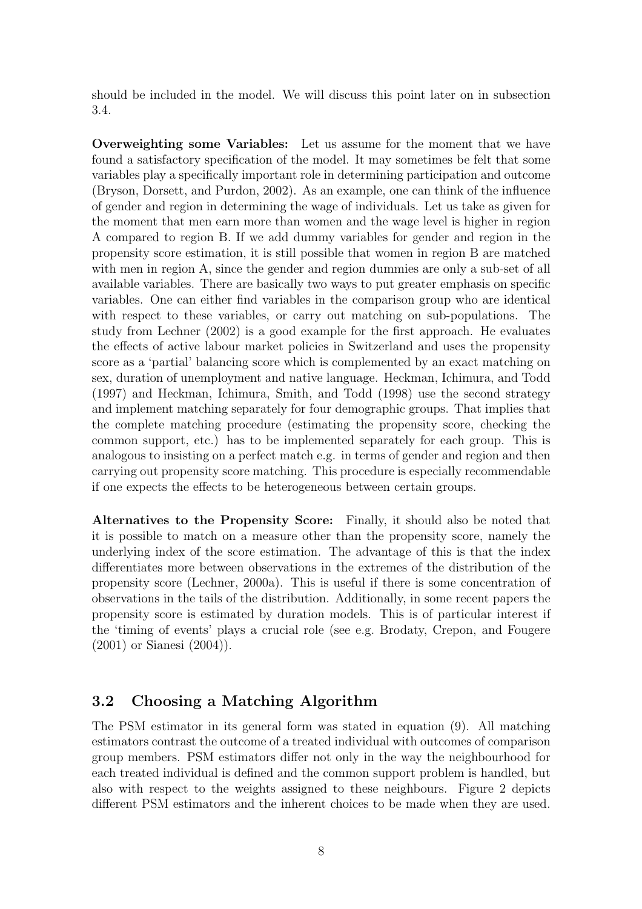should be included in the model. We will discuss this point later on in subsection 3.4.

**Overweighting some Variables:** Let us assume for the moment that we have found a satisfactory specification of the model. It may sometimes be felt that some variables play a specifically important role in determining participation and outcome (Bryson, Dorsett, and Purdon, 2002). As an example, one can think of the influence of gender and region in determining the wage of individuals. Let us take as given for the moment that men earn more than women and the wage level is higher in region A compared to region B. If we add dummy variables for gender and region in the propensity score estimation, it is still possible that women in region B are matched with men in region A, since the gender and region dummies are only a sub-set of all available variables. There are basically two ways to put greater emphasis on specific variables. One can either find variables in the comparison group who are identical with respect to these variables, or carry out matching on sub-populations. The study from Lechner (2002) is a good example for the first approach. He evaluates the effects of active labour market policies in Switzerland and uses the propensity score as a 'partial' balancing score which is complemented by an exact matching on sex, duration of unemployment and native language. Heckman, Ichimura, and Todd (1997) and Heckman, Ichimura, Smith, and Todd (1998) use the second strategy and implement matching separately for four demographic groups. That implies that the complete matching procedure (estimating the propensity score, checking the common support, etc.) has to be implemented separately for each group. This is analogous to insisting on a perfect match e.g. in terms of gender and region and then carrying out propensity score matching. This procedure is especially recommendable if one expects the effects to be heterogeneous between certain groups.

**Alternatives to the Propensity Score:** Finally, it should also be noted that it is possible to match on a measure other than the propensity score, namely the underlying index of the score estimation. The advantage of this is that the index differentiates more between observations in the extremes of the distribution of the propensity score (Lechner, 2000a). This is useful if there is some concentration of observations in the tails of the distribution. Additionally, in some recent papers the propensity score is estimated by duration models. This is of particular interest if the 'timing of events' plays a crucial role (see e.g. Brodaty, Crepon, and Fougere (2001) or Sianesi (2004)).

## 3.2 Choosing a Matching Algorithm

The PSM estimator in its general form was stated in equation (9). All matching estimators contrast the outcome of a treated individual with outcomes of comparison group members. PSM estimators differ not only in the way the neighbourhood for each treated individual is defined and the common support problem is handled, but also with respect to the weights assigned to these neighbours. Figure 2 depicts different PSM estimators and the inherent choices to be made when they are used.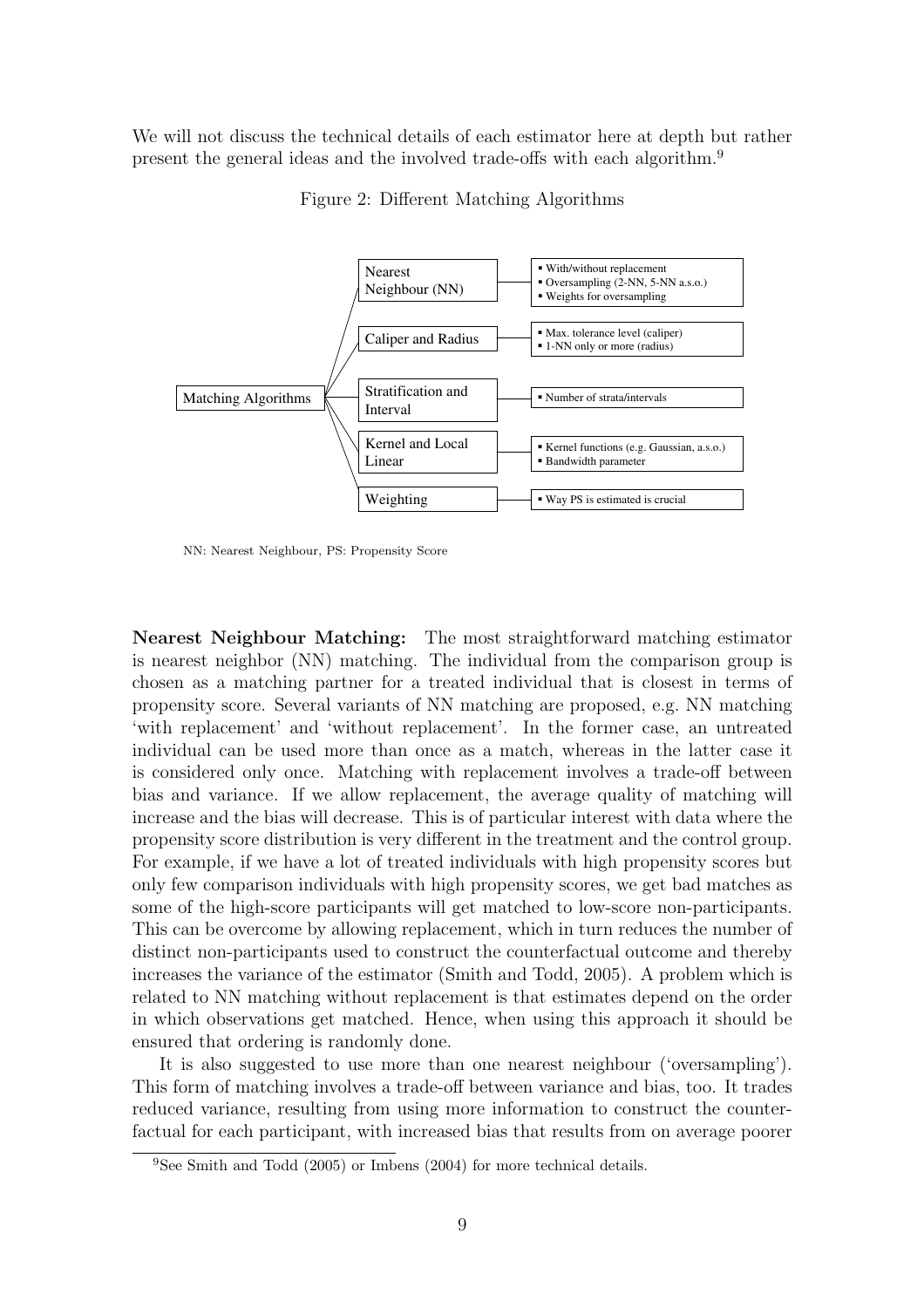We will not discuss the technical details of each estimator here at depth but rather present the general ideas and the involved trade-offs with each algorithm.[9]

Figure 2: Different Matching Algorithms

| Matching Algorithms | Algorithm | Details |
| --- | --- | --- |
| | Nearest Neighbour (NN) | ▪ With/without replacement ▪ Oversampling (2-NN, 5-NN a.s.o.) ▪ Weights for oversampling |
| | Caliper and Radius | ▪ Max. tolerance level (caliper) ▪ 1-NN only or more (radius) |
| | Stratification and Interval | ▪ Number of strata/intervals |
| | Kernel and Local Linear | ▪ Kernel functions (e.g. Gaussian, a.s.o.) ▪ Bandwidth parameter |
| | Weighting | ▪ Way PS is estimated is crucial |

NN: Nearest Neighbour, PS: Propensity Score

**Nearest Neighbour Matching:** The most straightforward matching estimator is nearest neighbor (NN) matching. The individual from the comparison group is chosen as a matching partner for a treated individual that is closest in terms of propensity score. Several variants of NN matching are proposed, e.g. NN matching 'with replacement' and 'without replacement'. In the former case, an untreated individual can be used more than once as a match, whereas in the latter case it is considered only once. Matching with replacement involves a trade-off between bias and variance. If we allow replacement, the average quality of matching will increase and the bias will decrease. This is of particular interest with data where the propensity score distribution is very different in the treatment and the control group. For example, if we have a lot of treated individuals with high propensity scores but only few comparison individuals with high propensity scores, we get bad matches as some of the high-score participants will get matched to low-score non-participants. This can be overcome by allowing replacement, which in turn reduces the number of distinct non-participants used to construct the counterfactual outcome and thereby increases the variance of the estimator (Smith and Todd, 2005). A problem which is related to NN matching without replacement is that estimates depend on the order in which observations get matched. Hence, when using this approach it should be ensured that ordering is randomly done.

It is also suggested to use more than one nearest neighbour ('oversampling'). This form of matching involves a trade-off between variance and bias, too. It trades reduced variance, resulting from using more information to construct the counterfactual for each participant, with increased bias that results from on average poorer

[9] See Smith and Todd (2005) or Imbens (2004) for more technical details.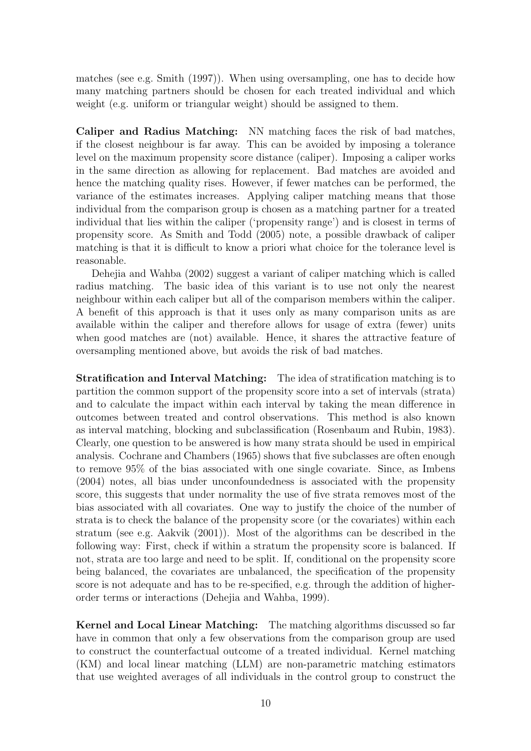matches (see e.g. Smith (1997)). When using oversampling, one has to decide how many matching partners should be chosen for each treated individual and which weight (e.g. uniform or triangular weight) should be assigned to them.

**Caliper and Radius Matching:** NN matching faces the risk of bad matches, if the closest neighbour is far away. This can be avoided by imposing a tolerance level on the maximum propensity score distance (caliper). Imposing a caliper works in the same direction as allowing for replacement. Bad matches are avoided and hence the matching quality rises. However, if fewer matches can be performed, the variance of the estimates increases. Applying caliper matching means that those individual from the comparison group is chosen as a matching partner for a treated individual that lies within the caliper ('propensity range') and is closest in terms of propensity score. As Smith and Todd (2005) note, a possible drawback of caliper matching is that it is difficult to know a priori what choice for the tolerance level is reasonable.

Dehejia and Wahba (2002) suggest a variant of caliper matching which is called radius matching. The basic idea of this variant is to use not only the nearest neighbour within each caliper but all of the comparison members within the caliper. A benefit of this approach is that it uses only as many comparison units as are available within the caliper and therefore allows for usage of extra (fewer) units when good matches are (not) available. Hence, it shares the attractive feature of oversampling mentioned above, but avoids the risk of bad matches.

**Stratification and Interval Matching:** The idea of stratification matching is to partition the common support of the propensity score into a set of intervals (strata) and to calculate the impact within each interval by taking the mean difference in outcomes between treated and control observations. This method is also known as interval matching, blocking and subclassification (Rosenbaum and Rubin, 1983). Clearly, one question to be answered is how many strata should be used in empirical analysis. Cochrane and Chambers (1965) shows that five subclasses are often enough to remove 95% of the bias associated with one single covariate. Since, as Imbens (2004) notes, all bias under unconfoundedness is associated with the propensity score, this suggests that under normality the use of five strata removes most of the bias associated with all covariates. One way to justify the choice of the number of strata is to check the balance of the propensity score (or the covariates) within each stratum (see e.g. Aakvik (2001)). Most of the algorithms can be described in the following way: First, check if within a stratum the propensity score is balanced. If not, strata are too large and need to be split. If, conditional on the propensity score being balanced, the covariates are unbalanced, the specification of the propensity score is not adequate and has to be re-specified, e.g. through the addition of higher-order terms or interactions (Dehejia and Wahba, 1999).

**Kernel and Local Linear Matching:** The matching algorithms discussed so far have in common that only a few observations from the comparison group are used to construct the counterfactual outcome of a treated individual. Kernel matching (KM) and local linear matching (LLM) are non-parametric matching estimators that use weighted averages of all individuals in the control group to construct the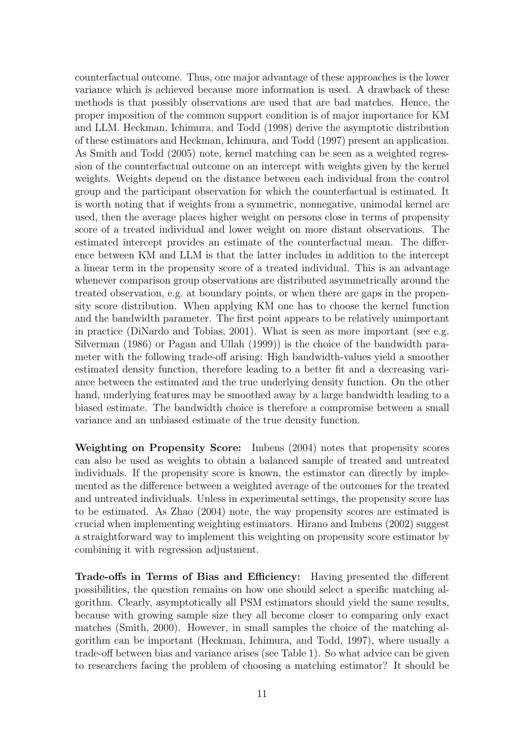counterfactual outcome. Thus, one major advantage of these approaches is the lower variance which is achieved because more information is used. A drawback of these methods is that possibly observations are used that are bad matches. Hence, the proper imposition of the common support condition is of major importance for KM and LLM. Heckman, Ichimura, and Todd (1998) derive the asymptotic distribution of these estimators and Heckman, Ichimura, and Todd (1997) present an application. As Smith and Todd (2005) note, kernel matching can be seen as a weighted regression of the counterfactual outcome on an intercept with weights given by the kernel weights. Weights depend on the distance between each individual from the control group and the participant observation for which the counterfactual is estimated. It is worth noting that if weights from a symmetric, nonnegative, unimodal kernel are used, then the average places higher weight on persons close in terms of propensity score of a treated individual and lower weight on more distant observations. The estimated intercept provides an estimate of the counterfactual mean. The difference between KM and LLM is that the latter includes in addition to the intercept a linear term in the propensity score of a treated individual. This is an advantage whenever comparison group observations are distributed asymmetrically around the treated observation, e.g. at boundary points, or when there are gaps in the propensity score distribution. When applying KM one has to choose the kernel function and the bandwidth parameter. The first point appears to be relatively unimportant in practice (DiNardo and Tobias, 2001). What is seen as more important (see e.g. Silverman (1986) or Pagan and Ullah (1999)) is the choice of the bandwidth parameter with the following trade-off arising: High bandwidth-values yield a smoother estimated density function, therefore leading to a better fit and a decreasing variance between the estimated and the true underlying density function. On the other hand, underlying features may be smoothed away by a large bandwidth leading to a biased estimate. The bandwidth choice is therefore a compromise between a small variance and an unbiased estimate of the true density function.

**Weighting on Propensity Score:** Imbens (2004) notes that propensity scores can also be used as weights to obtain a balanced sample of treated and untreated individuals. If the propensity score is known, the estimator can directly by implemented as the difference between a weighted average of the outcomes for the treated and untreated individuals. Unless in experimental settings, the propensity score has to be estimated. As Zhao (2004) note, the way propensity scores are estimated is crucial when implementing weighting estimators. Hirano and Imbens (2002) suggest a straightforward way to implement this weighting on propensity score estimator by combining it with regression adjustment.

**Trade-offs in Terms of Bias and Efficiency:** Having presented the different possibilities, the question remains on how one should select a specific matching algorithm. Clearly, asymptotically all PSM estimators should yield the same results, because with growing sample size they all become closer to comparing only exact matches (Smith, 2000). However, in small samples the choice of the matching algorithm can be important (Heckman, Ichimura, and Todd, 1997), where usually a trade-off between bias and variance arises (see Table 1). So what advice can be given to researchers facing the problem of choosing a matching estimator? It should be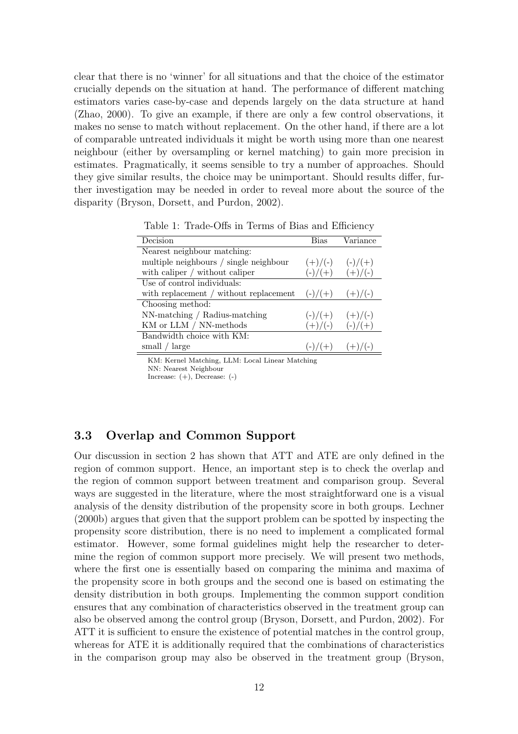clear that there is no 'winner' for all situations and that the choice of the estimator crucially depends on the situation at hand. The performance of different matching estimators varies case-by-case and depends largely on the data structure at hand (Zhao, 2000). To give an example, if there are only a few control observations, it makes no sense to match without replacement. On the other hand, if there are a lot of comparable untreated individuals it might be worth using more than one nearest neighbour (either by oversampling or kernel matching) to gain more precision in estimates. Pragmatically, it seems sensible to try a number of approaches. Should they give similar results, the choice may be unimportant. Should results differ, further investigation may be needed in order to reveal more about the source of the disparity (Bryson, Dorsett, and Purdon, 2002).

Table 1: Trade-Offs in Terms of Bias and Efficiency

| Decision | Bias | Variance |
|---|---|---|
| Nearest neighbour matching: | | |
| multiple neighbours / single neighbour | (+)/(-) | (-)/(+) |
| with caliper / without caliper | (-)/(+) | (+)/(-) |
| Use of control individuals: | | |
| with replacement / without replacement | (-)/(+) | (+)/(-) |
| Choosing method: | | |
| NN-matching / Radius-matching | (-)/(+) | (+)/(-) |
| KM or LLM / NN-methods | (+)/(-) | (-)/(+) |
| Bandwidth choice with KM: | | |
| small / large | (-)/(+) | (+)/(-) |

KM: Kernel Matching, LLM: Local Linear Matching
NN: Nearest Neighbour
Increase: (+), Decrease: (-)

### 3.3 Overlap and Common Support

Our discussion in section 2 has shown that ATT and ATE are only defined in the region of common support. Hence, an important step is to check the overlap and the region of common support between treatment and comparison group. Several ways are suggested in the literature, where the most straightforward one is a visual analysis of the density distribution of the propensity score in both groups. Lechner (2000b) argues that given that the support problem can be spotted by inspecting the propensity score distribution, there is no need to implement a complicated formal estimator. However, some formal guidelines might help the researcher to determine the region of common support more precisely. We will present two methods, where the first one is essentially based on comparing the minima and maxima of the propensity score in both groups and the second one is based on estimating the density distribution in both groups. Implementing the common support condition ensures that any combination of characteristics observed in the treatment group can also be observed among the control group (Bryson, Dorsett, and Purdon, 2002). For ATT it is sufficient to ensure the existence of potential matches in the control group, whereas for ATE it is additionally required that the combinations of characteristics in the comparison group may also be observed in the treatment group (Bryson,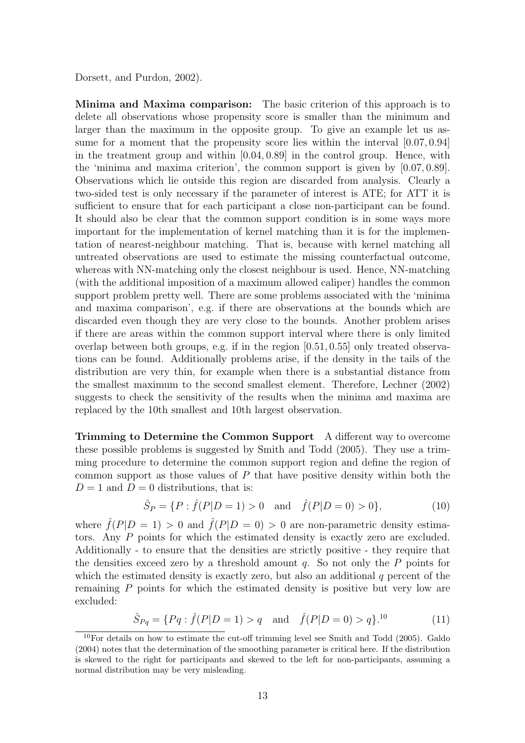Dorsett, and Purdon, 2002).

**Minima and Maxima comparison:** The basic criterion of this approach is to delete all observations whose propensity score is smaller than the minimum and larger than the maximum in the opposite group. To give an example let us assume for a moment that the propensity score lies within the interval $[0.07, 0.94]$ in the treatment group and within $[0.04, 0.89]$ in the control group. Hence, with the 'minima and maxima criterion', the common support is given by $[0.07, 0.89]$. Observations which lie outside this region are discarded from analysis. Clearly a two-sided test is only necessary if the parameter of interest is ATE; for ATT it is sufficient to ensure that for each participant a close non-participant can be found. It should also be clear that the common support condition is in some ways more important for the implementation of kernel matching than it is for the implementation of nearest-neighbour matching. That is, because with kernel matching all untreated observations are used to estimate the missing counterfactual outcome, whereas with NN-matching only the closest neighbour is used. Hence, NN-matching (with the additional imposition of a maximum allowed caliper) handles the common support problem pretty well. There are some problems associated with the 'minima and maxima comparison', e.g. if there are observations at the bounds which are discarded even though they are very close to the bounds. Another problem arises if there are areas within the common support interval where there is only limited overlap between both groups, e.g. if in the region $[0.51, 0.55]$ only treated observations can be found. Additionally problems arise, if the density in the tails of the distribution are very thin, for example when there is a substantial distance from the smallest maximum to the second smallest element. Therefore, Lechner (2002) suggests to check the sensitivity of the results when the minima and maxima are replaced by the 10th smallest and 10th largest observation.

**Trimming to Determine the Common Support** A different way to overcome these possible problems is suggested by Smith and Todd (2005). They use a trimming procedure to determine the common support region and define the region of common support as those values of $P$ that have positive density within both the $D = 1$ and $D = 0$ distributions, that is:

$$\hat{S}_P = \{P : \hat{f}(P|D = 1) > 0 \quad \text{and} \quad \hat{f}(P|D = 0) > 0\}, \tag{10}$$

where $\hat{f}(P|D = 1) > 0$ and $\hat{f}(P|D = 0) > 0$ are non-parametric density estimators. Any $P$ points for which the estimated density is exactly zero are excluded. Additionally - to ensure that the densities are strictly positive - they require that the densities exceed zero by a threshold amount $q$. So not only the $P$ points for which the estimated density is exactly zero, but also an additional $q$ percent of the remaining $P$ points for which the estimated density is positive but very low are excluded:

$$\hat{S}_{Pq} = \{Pq : \hat{f}(P|D = 1) > q \quad \text{and} \quad \hat{f}(P|D = 0) > q\}.^{10} \tag{11}$$

[10] For details on how to estimate the cut-off trimming level see Smith and Todd (2005). Galdo (2004) notes that the determination of the smoothing parameter is critical here. If the distribution is skewed to the right for participants and skewed to the left for non-participants, assuming a normal distribution may be very misleading.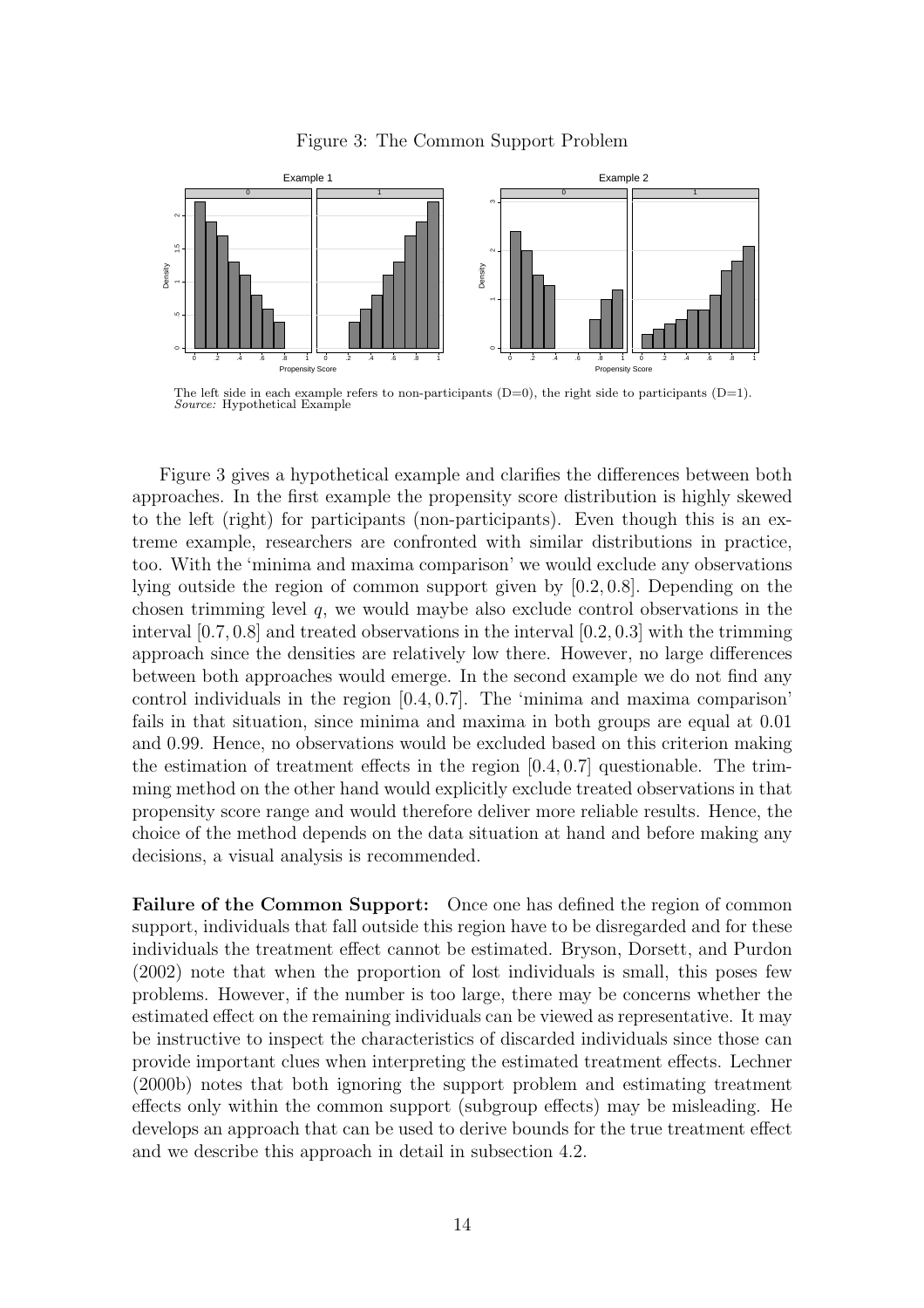Figure 3: The Common Support Problem

The left side in each example refers to non-participants (D=0), the right side to participants (D=1).
*Source:* Hypothetical Example

Figure 3 gives a hypothetical example and clarifies the differences between both approaches. In the first example the propensity score distribution is highly skewed to the left (right) for participants (non-participants). Even though this is an extreme example, researchers are confronted with similar distributions in practice, too. With the 'minima and maxima comparison' we would exclude any observations lying outside the region of common support given by $[0.2, 0.8]$. Depending on the chosen trimming level $q$, we would maybe also exclude control observations in the interval $[0.7, 0.8]$ and treated observations in the interval $[0.2, 0.3]$ with the trimming approach since the densities are relatively low there. However, no large differences between both approaches would emerge. In the second example we do not find any control individuals in the region $[0.4, 0.7]$. The 'minima and maxima comparison' fails in that situation, since minima and maxima in both groups are equal at 0.01 and 0.99. Hence, no observations would be excluded based on this criterion making the estimation of treatment effects in the region $[0.4, 0.7]$ questionable. The trimming method on the other hand would explicitly exclude treated observations in that propensity score range and would therefore deliver more reliable results. Hence, the choice of the method depends on the data situation at hand and before making any decisions, a visual analysis is recommended.

**Failure of the Common Support:** Once one has defined the region of common support, individuals that fall outside this region have to be disregarded and for these individuals the treatment effect cannot be estimated. Bryson, Dorsett, and Purdon (2002) note that when the proportion of lost individuals is small, this poses few problems. However, if the number is too large, there may be concerns whether the estimated effect on the remaining individuals can be viewed as representative. It may be instructive to inspect the characteristics of discarded individuals since those can provide important clues when interpreting the estimated treatment effects. Lechner (2000b) notes that both ignoring the support problem and estimating treatment effects only within the common support (subgroup effects) may be misleading. He develops an approach that can be used to derive bounds for the true treatment effect and we describe this approach in detail in subsection 4.2.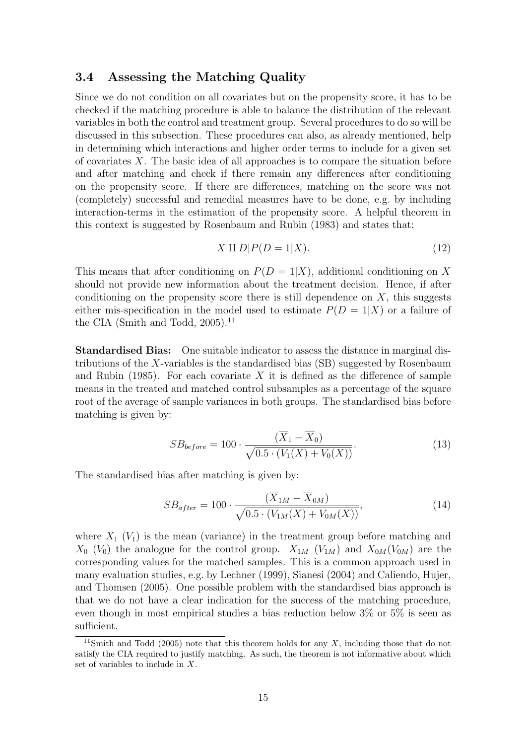### 3.4 Assessing the Matching Quality

Since we do not condition on all covariates but on the propensity score, it has to be checked if the matching procedure is able to balance the distribution of the relevant variables in both the control and treatment group. Several procedures to do so will be discussed in this subsection. These procedures can also, as already mentioned, help in determining which interactions and higher order terms to include for a given set of covariates $X$. The basic idea of all approaches is to compare the situation before and after matching and check if there remain any differences after conditioning on the propensity score. If there are differences, matching on the score was not (completely) successful and remedial measures have to be done, e.g. by including interaction-terms in the estimation of the propensity score. A helpful theorem in this context is suggested by Rosenbaum and Rubin (1983) and states that:

$$X \amalg D | P(D = 1|X). \tag{12}$$

This means that after conditioning on $P(D = 1|X)$, additional conditioning on $X$ should not provide new information about the treatment decision. Hence, if after conditioning on the propensity score there is still dependence on $X$, this suggests either mis-specification in the model used to estimate $P(D = 1|X)$ or a failure of the CIA (Smith and Todd, 2005).[11]

**Standardised Bias:** One suitable indicator to assess the distance in marginal distributions of the $X$-variables is the standardised bias (SB) suggested by Rosenbaum and Rubin (1985). For each covariate $X$ it is defined as the difference of sample means in the treated and matched control subsamples as a percentage of the square root of the average of sample variances in both groups. The standardised bias before matching is given by:

$$SB_{before} = 100 \cdot \frac{(\overline{X}_1 - \overline{X}_0)}{\sqrt{0.5 \cdot (V_1(X) + V_0(X))}}. \tag{13}$$

The standardised bias after matching is given by:

$$SB_{after} = 100 \cdot \frac{(\overline{X}_{1M} - \overline{X}_{0M})}{\sqrt{0.5 \cdot (V_{1M}(X) + V_{0M}(X))}}, \tag{14}$$

where $X_1$ ($V_1$) is the mean (variance) in the treatment group before matching and $X_0$ ($V_0$) the analogue for the control group. $X_{1M}$ ($V_{1M}$) and $X_{0M}$($V_{0M}$) are the corresponding values for the matched samples. This is a common approach used in many evaluation studies, e.g. by Lechner (1999), Sianesi (2004) and Caliendo, Hujer, and Thomsen (2005). One possible problem with the standardised bias approach is that we do not have a clear indication for the success of the matching procedure, even though in most empirical studies a bias reduction below 3% or 5% is seen as sufficient.

[11] Smith and Todd (2005) note that this theorem holds for any $X$, including those that do not satisfy the CIA required to justify matching. As such, the theorem is not informative about which set of variables to include in $X$.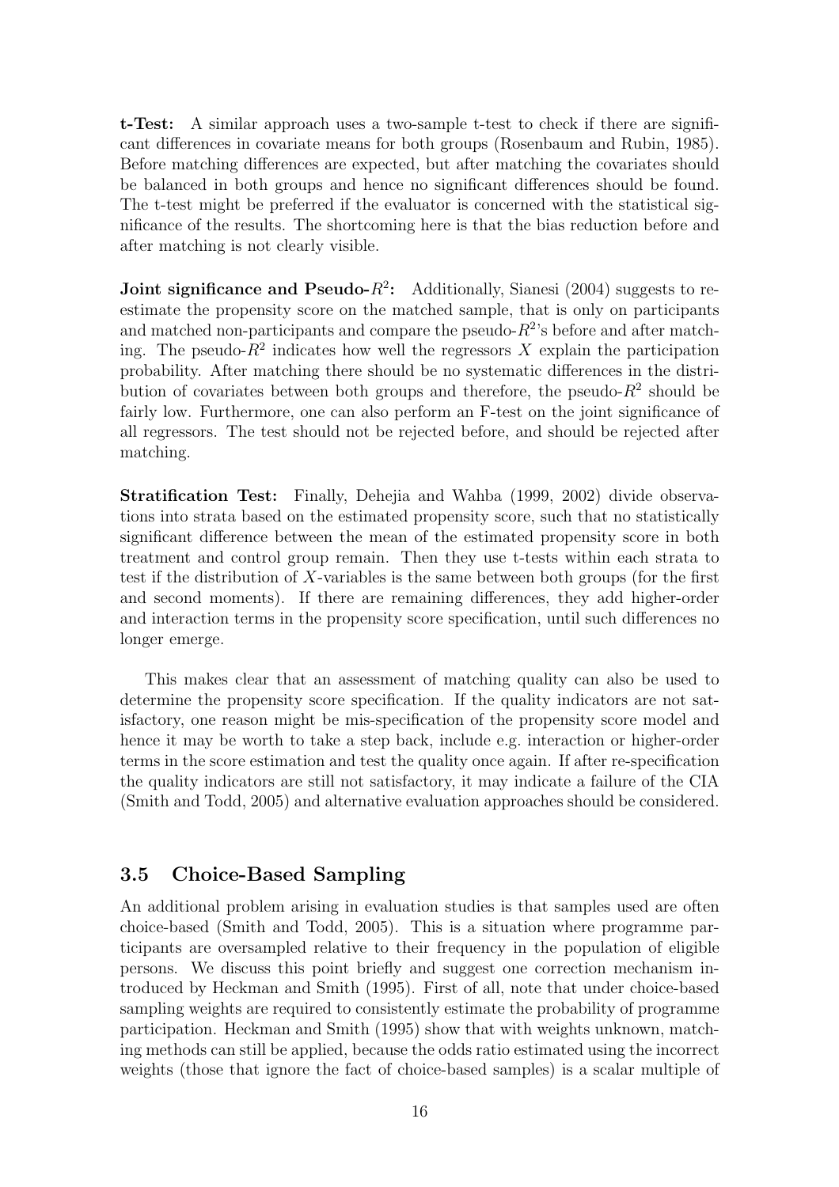**t-Test:** A similar approach uses a two-sample t-test to check if there are significant differences in covariate means for both groups (Rosenbaum and Rubin, 1985). Before matching differences are expected, but after matching the covariates should be balanced in both groups and hence no significant differences should be found. The t-test might be preferred if the evaluator is concerned with the statistical significance of the results. The shortcoming here is that the bias reduction before and after matching is not clearly visible.

**Joint significance and Pseudo-$R^2$:** Additionally, Sianesi (2004) suggests to re-estimate the propensity score on the matched sample, that is only on participants and matched non-participants and compare the pseudo-$R^2$'s before and after matching. The pseudo-$R^2$ indicates how well the regressors $X$ explain the participation probability. After matching there should be no systematic differences in the distribution of covariates between both groups and therefore, the pseudo-$R^2$ should be fairly low. Furthermore, one can also perform an F-test on the joint significance of all regressors. The test should not be rejected before, and should be rejected after matching.

**Stratification Test:** Finally, Dehejia and Wahba (1999, 2002) divide observations into strata based on the estimated propensity score, such that no statistically significant difference between the mean of the estimated propensity score in both treatment and control group remain. Then they use t-tests within each strata to test if the distribution of $X$-variables is the same between both groups (for the first and second moments). If there are remaining differences, they add higher-order and interaction terms in the propensity score specification, until such differences no longer emerge.

This makes clear that an assessment of matching quality can also be used to determine the propensity score specification. If the quality indicators are not satisfactory, one reason might be mis-specification of the propensity score model and hence it may be worth to take a step back, include e.g. interaction or higher-order terms in the score estimation and test the quality once again. If after re-specification the quality indicators are still not satisfactory, it may indicate a failure of the CIA (Smith and Todd, 2005) and alternative evaluation approaches should be considered.

## 3.5 Choice-Based Sampling

An additional problem arising in evaluation studies is that samples used are often choice-based (Smith and Todd, 2005). This is a situation where programme participants are oversampled relative to their frequency in the population of eligible persons. We discuss this point briefly and suggest one correction mechanism introduced by Heckman and Smith (1995). First of all, note that under choice-based sampling weights are required to consistently estimate the probability of programme participation. Heckman and Smith (1995) show that with weights unknown, matching methods can still be applied, because the odds ratio estimated using the incorrect weights (those that ignore the fact of choice-based samples) is a scalar multiple of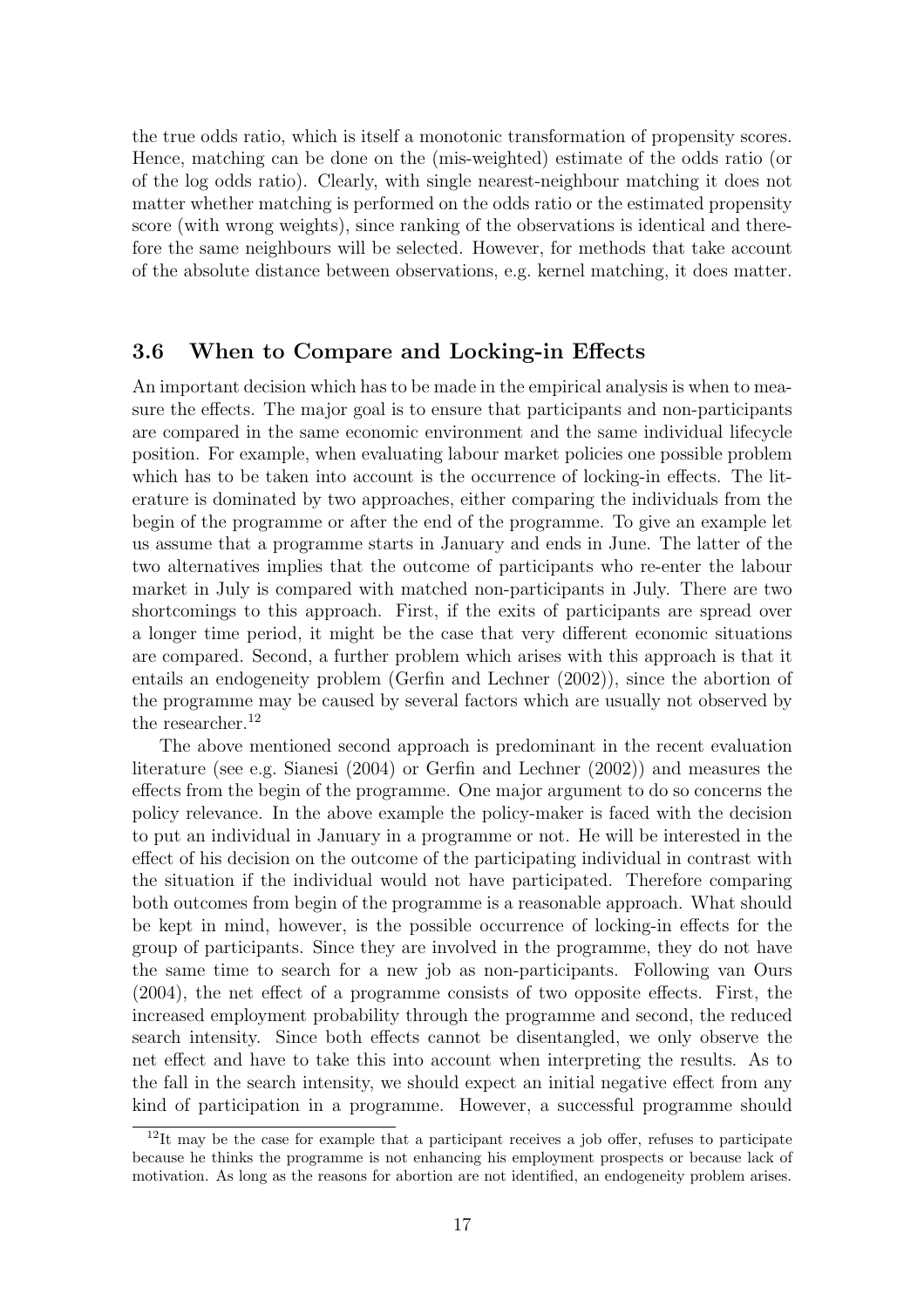the true odds ratio, which is itself a monotonic transformation of propensity scores. Hence, matching can be done on the (mis-weighted) estimate of the odds ratio (or of the log odds ratio). Clearly, with single nearest-neighbour matching it does not matter whether matching is performed on the odds ratio or the estimated propensity score (with wrong weights), since ranking of the observations is identical and therefore the same neighbours will be selected. However, for methods that take account of the absolute distance between observations, e.g. kernel matching, it does matter.

### 3.6 When to Compare and Locking-in Effects

An important decision which has to be made in the empirical analysis is when to measure the effects. The major goal is to ensure that participants and non-participants are compared in the same economic environment and the same individual lifecycle position. For example, when evaluating labour market policies one possible problem which has to be taken into account is the occurrence of locking-in effects. The literature is dominated by two approaches, either comparing the individuals from the begin of the programme or after the end of the programme. To give an example let us assume that a programme starts in January and ends in June. The latter of the two alternatives implies that the outcome of participants who re-enter the labour market in July is compared with matched non-participants in July. There are two shortcomings to this approach. First, if the exits of participants are spread over a longer time period, it might be the case that very different economic situations are compared. Second, a further problem which arises with this approach is that it entails an endogeneity problem (Gerfin and Lechner (2002)), since the abortion of the programme may be caused by several factors which are usually not observed by the researcher.[12]

The above mentioned second approach is predominant in the recent evaluation literature (see e.g. Sianesi (2004) or Gerfin and Lechner (2002)) and measures the effects from the begin of the programme. One major argument to do so concerns the policy relevance. In the above example the policy-maker is faced with the decision to put an individual in January in a programme or not. He will be interested in the effect of his decision on the outcome of the participating individual in contrast with the situation if the individual would not have participated. Therefore comparing both outcomes from begin of the programme is a reasonable approach. What should be kept in mind, however, is the possible occurrence of locking-in effects for the group of participants. Since they are involved in the programme, they do not have the same time to search for a new job as non-participants. Following van Ours (2004), the net effect of a programme consists of two opposite effects. First, the increased employment probability through the programme and second, the reduced search intensity. Since both effects cannot be disentangled, we only observe the net effect and have to take this into account when interpreting the results. As to the fall in the search intensity, we should expect an initial negative effect from any kind of participation in a programme. However, a successful programme should

[12] It may be the case for example that a participant receives a job offer, refuses to participate because he thinks the programme is not enhancing his employment prospects or because lack of motivation. As long as the reasons for abortion are not identified, an endogeneity problem arises.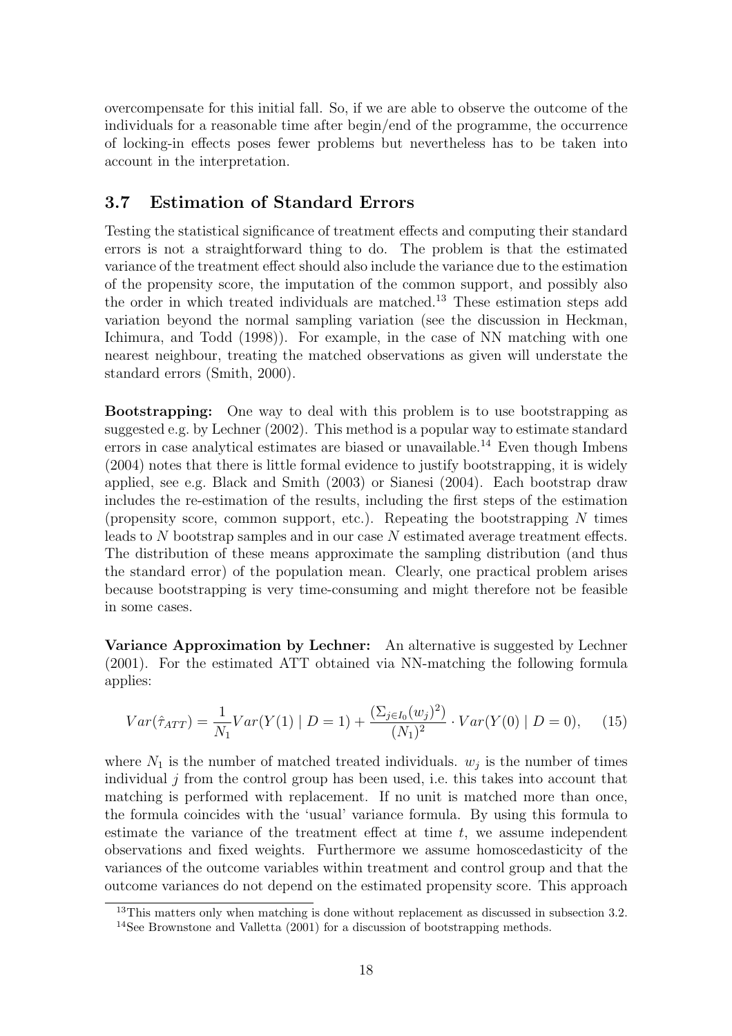overcompensate for this initial fall. So, if we are able to observe the outcome of the individuals for a reasonable time after begin/end of the programme, the occurrence of locking-in effects poses fewer problems but nevertheless has to be taken into account in the interpretation.

### 3.7 Estimation of Standard Errors

Testing the statistical significance of treatment effects and computing their standard errors is not a straightforward thing to do. The problem is that the estimated variance of the treatment effect should also include the variance due to the estimation of the propensity score, the imputation of the common support, and possibly also the order in which treated individuals are matched.[13] These estimation steps add variation beyond the normal sampling variation (see the discussion in Heckman, Ichimura, and Todd (1998)). For example, in the case of NN matching with one nearest neighbour, treating the matched observations as given will understate the standard errors (Smith, 2000).

**Bootstrapping:** One way to deal with this problem is to use bootstrapping as suggested e.g. by Lechner (2002). This method is a popular way to estimate standard errors in case analytical estimates are biased or unavailable.[14] Even though Imbens (2004) notes that there is little formal evidence to justify bootstrapping, it is widely applied, see e.g. Black and Smith (2003) or Sianesi (2004). Each bootstrap draw includes the re-estimation of the results, including the first steps of the estimation (propensity score, common support, etc.). Repeating the bootstrapping $N$ times leads to $N$ bootstrap samples and in our case $N$ estimated average treatment effects. The distribution of these means approximate the sampling distribution (and thus the standard error) of the population mean. Clearly, one practical problem arises because bootstrapping is very time-consuming and might therefore not be feasible in some cases.

**Variance Approximation by Lechner:** An alternative is suggested by Lechner (2001). For the estimated ATT obtained via NN-matching the following formula applies:

$$Var(\hat{\tau}_{ATT}) = \frac{1}{N_1} Var(Y(1) \mid D = 1) + \frac{(\Sigma_{j \in I_0}(w_j)^2)}{(N_1)^2} \cdot Var(Y(0) \mid D = 0), \qquad (15)$$

where $N_1$ is the number of matched treated individuals. $w_j$ is the number of times individual $j$ from the control group has been used, i.e. this takes into account that matching is performed with replacement. If no unit is matched more than once, the formula coincides with the 'usual' variance formula. By using this formula to estimate the variance of the treatment effect at time $t$, we assume independent observations and fixed weights. Furthermore we assume homoscedasticity of the variances of the outcome variables within treatment and control group and that the outcome variances do not depend on the estimated propensity score. This approach

[13] This matters only when matching is done without replacement as discussed in subsection 3.2.

[14] See Brownstone and Valletta (2001) for a discussion of bootstrapping methods.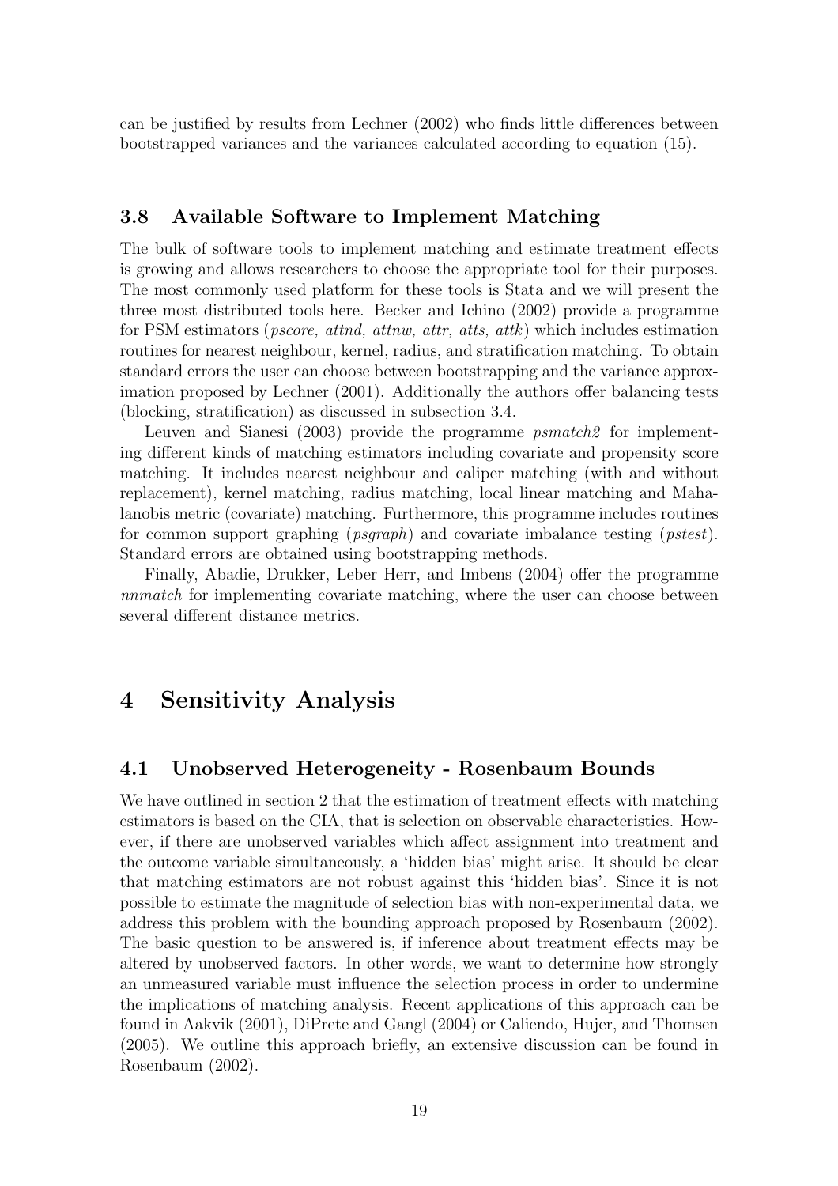can be justified by results from Lechner (2002) who finds little differences between bootstrapped variances and the variances calculated according to equation (15).

### 3.8 Available Software to Implement Matching

The bulk of software tools to implement matching and estimate treatment effects is growing and allows researchers to choose the appropriate tool for their purposes. The most commonly used platform for these tools is Stata and we will present the three most distributed tools here. Becker and Ichino (2002) provide a programme for PSM estimators (*pscore, attnd, attnw, attr, atts, attk*) which includes estimation routines for nearest neighbour, kernel, radius, and stratification matching. To obtain standard errors the user can choose between bootstrapping and the variance approximation proposed by Lechner (2001). Additionally the authors offer balancing tests (blocking, stratification) as discussed in subsection 3.4.

Leuven and Sianesi (2003) provide the programme *psmatch2* for implementing different kinds of matching estimators including covariate and propensity score matching. It includes nearest neighbour and caliper matching (with and without replacement), kernel matching, radius matching, local linear matching and Mahalanobis metric (covariate) matching. Furthermore, this programme includes routines for common support graphing (*psgraph*) and covariate imbalance testing (*pstest*). Standard errors are obtained using bootstrapping methods.

Finally, Abadie, Drukker, Leber Herr, and Imbens (2004) offer the programme *nnmatch* for implementing covariate matching, where the user can choose between several different distance metrics.

## 4 Sensitivity Analysis

### 4.1 Unobserved Heterogeneity - Rosenbaum Bounds

We have outlined in section 2 that the estimation of treatment effects with matching estimators is based on the CIA, that is selection on observable characteristics. However, if there are unobserved variables which affect assignment into treatment and the outcome variable simultaneously, a 'hidden bias' might arise. It should be clear that matching estimators are not robust against this 'hidden bias'. Since it is not possible to estimate the magnitude of selection bias with non-experimental data, we address this problem with the bounding approach proposed by Rosenbaum (2002). The basic question to be answered is, if inference about treatment effects may be altered by unobserved factors. In other words, we want to determine how strongly an unmeasured variable must influence the selection process in order to undermine the implications of matching analysis. Recent applications of this approach can be found in Aakvik (2001), DiPrete and Gangl (2004) or Caliendo, Hujer, and Thomsen (2005). We outline this approach briefly, an extensive discussion can be found in Rosenbaum (2002).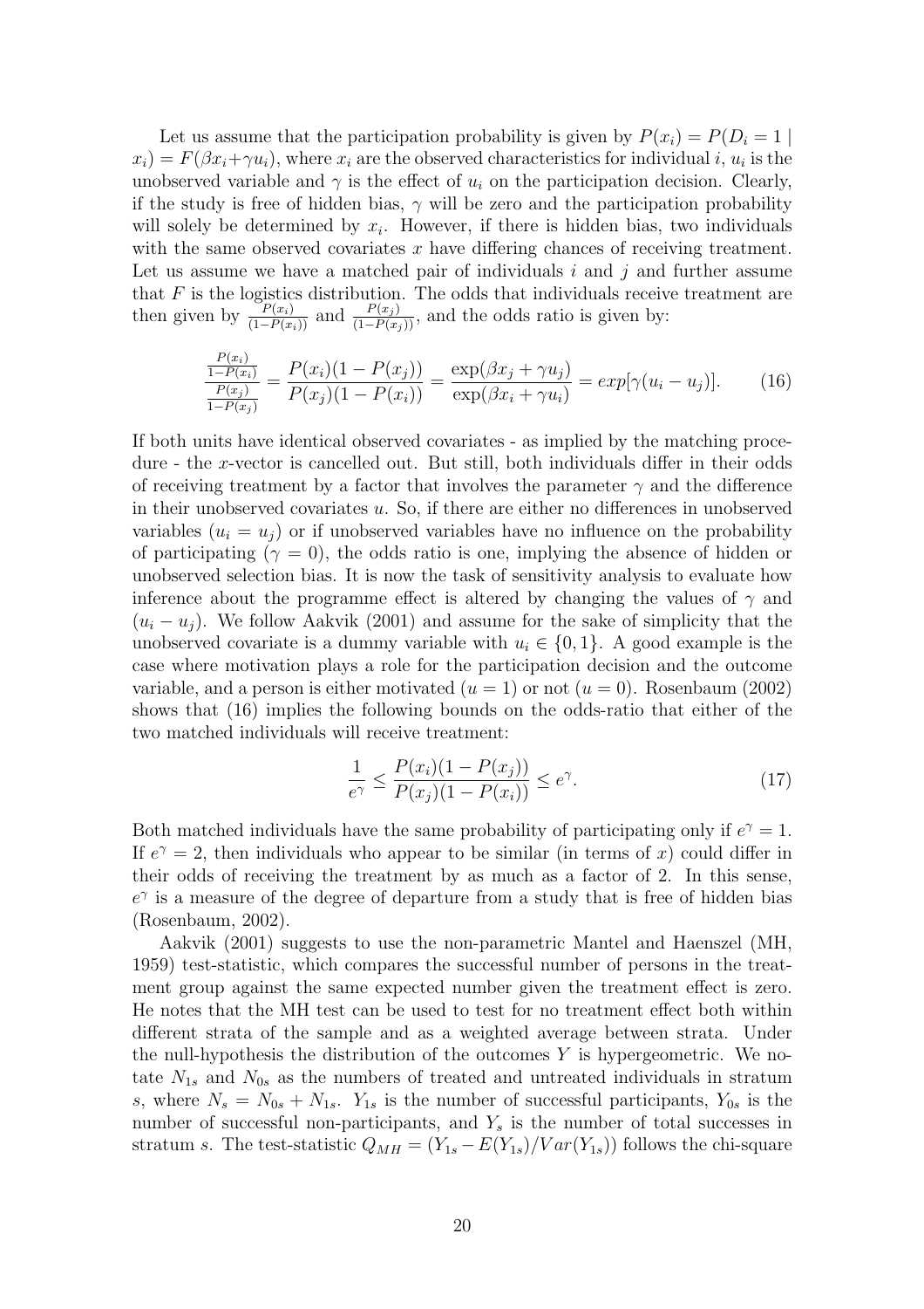Let us assume that the participation probability is given by $P(x_i) = P(D_i = 1 \mid x_i) = F(\beta x_i + \gamma u_i)$, where $x_i$ are the observed characteristics for individual $i$, $u_i$ is the unobserved variable and $\gamma$ is the effect of $u_i$ on the participation decision. Clearly, if the study is free of hidden bias, $\gamma$ will be zero and the participation probability will solely be determined by $x_i$. However, if there is hidden bias, two individuals with the same observed covariates $x$ have differing chances of receiving treatment. Let us assume we have a matched pair of individuals $i$ and $j$ and further assume that $F$ is the logistics distribution. The odds that individuals receive treatment are then given by $\frac{P(x_i)}{(1-P(x_i))}$ and $\frac{P(x_j)}{(1-P(x_j))}$, and the odds ratio is given by:

$$\frac{\frac{P(x_i)}{1-P(x_i)}}{\frac{P(x_j)}{1-P(x_j)}} = \frac{P(x_i)(1-P(x_j))}{P(x_j)(1-P(x_i))} = \frac{\exp(\beta x_j + \gamma u_j)}{\exp(\beta x_i + \gamma u_i)} = exp[\gamma(u_i - u_j)]. \tag{16}$$

If both units have identical observed covariates - as implied by the matching procedure - the $x$-vector is cancelled out. But still, both individuals differ in their odds of receiving treatment by a factor that involves the parameter $\gamma$ and the difference in their unobserved covariates $u$. So, if there are either no differences in unobserved variables ($u_i = u_j$) or if unobserved variables have no influence on the probability of participating ($\gamma = 0$), the odds ratio is one, implying the absence of hidden or unobserved selection bias. It is now the task of sensitivity analysis to evaluate how inference about the programme effect is altered by changing the values of $\gamma$ and $(u_i - u_j)$. We follow Aakvik (2001) and assume for the sake of simplicity that the unobserved covariate is a dummy variable with $u_i \in \{0, 1\}$. A good example is the case where motivation plays a role for the participation decision and the outcome variable, and a person is either motivated ($u = 1$) or not ($u = 0$). Rosenbaum (2002) shows that (16) implies the following bounds on the odds-ratio that either of the two matched individuals will receive treatment:

$$\frac{1}{e^{\gamma}} \leq \frac{P(x_i)(1-P(x_j))}{P(x_j)(1-P(x_i))} \leq e^{\gamma}. \tag{17}$$

Both matched individuals have the same probability of participating only if $e^{\gamma} = 1$. If $e^{\gamma} = 2$, then individuals who appear to be similar (in terms of $x$) could differ in their odds of receiving the treatment by as much as a factor of 2. In this sense, $e^{\gamma}$ is a measure of the degree of departure from a study that is free of hidden bias (Rosenbaum, 2002).

Aakvik (2001) suggests to use the non-parametric Mantel and Haenszel (MH, 1959) test-statistic, which compares the successful number of persons in the treatment group against the same expected number given the treatment effect is zero. He notes that the MH test can be used to test for no treatment effect both within different strata of the sample and as a weighted average between strata. Under the null-hypothesis the distribution of the outcomes $Y$ is hypergeometric. We notate $N_{1s}$ and $N_{0s}$ as the numbers of treated and untreated individuals in stratum $s$, where $N_s = N_{0s} + N_{1s}$. $Y_{1s}$ is the number of successful participants, $Y_{0s}$ is the number of successful non-participants, and $Y_s$ is the number of total successes in stratum $s$. The test-statistic $Q_{MH} = (Y_{1s} - E(Y_{1s})/Var(Y_{1s}))$ follows the chi-square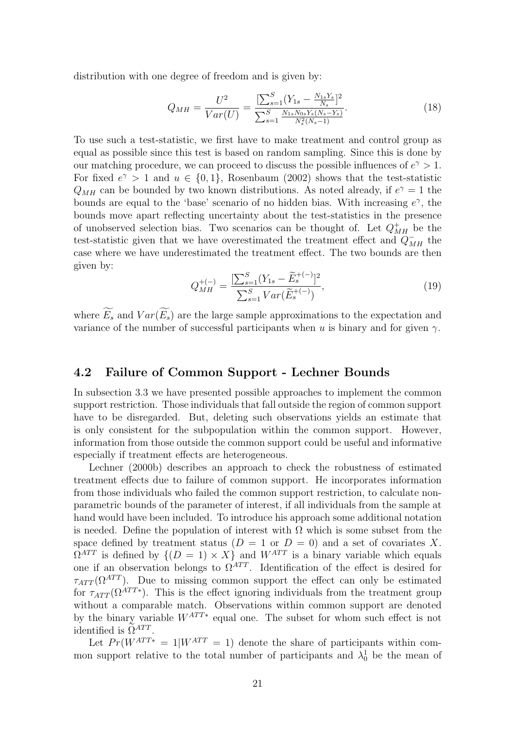distribution with one degree of freedom and is given by:

$$Q_{MH} = \frac{U^2}{Var(U)} = \frac{[\sum_{s=1}^{S}(Y_{1s} - \frac{N_{1s}Y_s}{N_s}]^2}{\sum_{s=1}^{S}\frac{N_{1s}N_{0s}Y_s(N_s-Y_s)}{N_s^2(N_s-1)}}. \quad (18)$$

To use such a test-statistic, we first have to make treatment and control group as equal as possible since this test is based on random sampling. Since this is done by our matching procedure, we can proceed to discuss the possible influences of $e^{\gamma} > 1$. For fixed $e^{\gamma} > 1$ and $u \in \{0, 1\}$, Rosenbaum (2002) shows that the test-statistic $Q_{MH}$ can be bounded by two known distributions. As noted already, if $e^{\gamma} = 1$ the bounds are equal to the 'base' scenario of no hidden bias. With increasing $e^{\gamma}$, the bounds move apart reflecting uncertainty about the test-statistics in the presence of unobserved selection bias. Two scenarios can be thought of. Let $Q_{MH}^{+}$ be the test-statistic given that we have overestimated the treatment effect and $Q_{MH}^{-}$ the case where we have underestimated the treatment effect. The two bounds are then given by:

$$Q_{MH}^{+(-)} = \frac{[\sum_{s=1}^{S}(Y_{1s} - \widetilde{E}_s^{+(-)}]^2}{\sum_{s=1}^{S}Var(\widetilde{E}_s^{+(-)})}, \quad (19)$$

where $\widetilde{E_s}$ and $Var(\widetilde{E_s})$ are the large sample approximations to the expectation and variance of the number of successful participants when $u$ is binary and for given $\gamma$.

## 4.2 Failure of Common Support - Lechner Bounds

In subsection 3.3 we have presented possible approaches to implement the common support restriction. Those individuals that fall outside the region of common support have to be disregarded. But, deleting such observations yields an estimate that is only consistent for the subpopulation within the common support. However, information from those outside the common support could be useful and informative especially if treatment effects are heterogeneous.

Lechner (2000b) describes an approach to check the robustness of estimated treatment effects due to failure of common support. He incorporates information from those individuals who failed the common support restriction, to calculate nonparametric bounds of the parameter of interest, if all individuals from the sample at hand would have been included. To introduce his approach some additional notation is needed. Define the population of interest with $\Omega$ which is some subset from the space defined by treatment status ($D = 1$ or $D = 0$) and a set of covariates $X$. $\Omega^{ATT}$ is defined by $\{(D = 1) \times X\}$ and $W^{ATT}$ is a binary variable which equals one if an observation belongs to $\Omega^{ATT}$. Identification of the effect is desired for $\tau_{ATT}(\Omega^{ATT})$. Due to missing common support the effect can only be estimated for $\tau_{ATT}(\Omega^{ATT*})$. This is the effect ignoring individuals from the treatment group without a comparable match. Observations within common support are denoted by the binary variable $W^{ATT*}$ equal one. The subset for whom such effect is not identified is $\widetilde{\Omega}^{ATT}$.

Let $Pr(W^{ATT*} = 1|W^{ATT} = 1)$ denote the share of participants within common support relative to the total number of participants and $\lambda_0^1$ be the mean of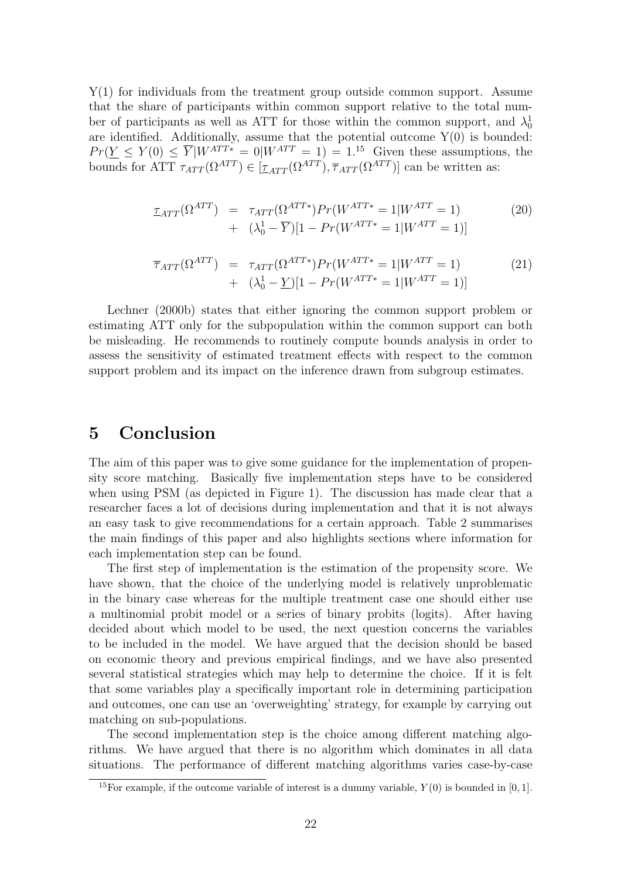Y(1) for individuals from the treatment group outside common support. Assume that the share of participants within common support relative to the total number of participants as well as ATT for those within the common support, and $\lambda_0^1$ are identified. Additionally, assume that the potential outcome Y(0) is bounded: $Pr(\underline{Y} \leq Y(0) \leq \overline{Y} | W^{ATT*} = 0 | W^{ATT} = 1) = 1$.[15] Given these assumptions, the bounds for ATT $\tau_{ATT}(\Omega^{ATT}) \in [\underline{\tau}_{ATT}(\Omega^{ATT}), \overline{\tau}_{ATT}(\Omega^{ATT})]$ can be written as:

$$
\begin{aligned}
\underline{\tau}_{ATT}(\Omega^{ATT}) &= \tau_{ATT}(\Omega^{ATT*}) Pr(W^{ATT*} = 1 | W^{ATT} = 1) \\
&+ (\lambda_0^1 - \overline{Y})[1 - Pr(W^{ATT*} = 1 | W^{ATT} = 1)]
\end{aligned}
\tag{20}
$$

$$
\begin{aligned}
\overline{\tau}_{ATT}(\Omega^{ATT}) &= \tau_{ATT}(\Omega^{ATT*}) Pr(W^{ATT*} = 1 | W^{ATT} = 1) \\
&+ (\lambda_0^1 - \underline{Y})[1 - Pr(W^{ATT*} = 1 | W^{ATT} = 1)]
\end{aligned}
\tag{21}
$$

Lechner (2000b) states that either ignoring the common support problem or estimating ATT only for the subpopulation within the common support can both be misleading. He recommends to routinely compute bounds analysis in order to assess the sensitivity of estimated treatment effects with respect to the common support problem and its impact on the inference drawn from subgroup estimates.

# 5 Conclusion

The aim of this paper was to give some guidance for the implementation of propensity score matching. Basically five implementation steps have to be considered when using PSM (as depicted in Figure 1). The discussion has made clear that a researcher faces a lot of decisions during implementation and that it is not always an easy task to give recommendations for a certain approach. Table 2 summarises the main findings of this paper and also highlights sections where information for each implementation step can be found.

The first step of implementation is the estimation of the propensity score. We have shown, that the choice of the underlying model is relatively unproblematic in the binary case whereas for the multiple treatment case one should either use a multinomial probit model or a series of binary probits (logits). After having decided about which model to be used, the next question concerns the variables to be included in the model. We have argued that the decision should be based on economic theory and previous empirical findings, and we have also presented several statistical strategies which may help to determine the choice. If it is felt that some variables play a specifically important role in determining participation and outcomes, one can use an 'overweighting' strategy, for example by carrying out matching on sub-populations.

The second implementation step is the choice among different matching algorithms. We have argued that there is no algorithm which dominates in all data situations. The performance of different matching algorithms varies case-by-case

[15] For example, if the outcome variable of interest is a dummy variable, $Y(0)$ is bounded in $[0, 1]$.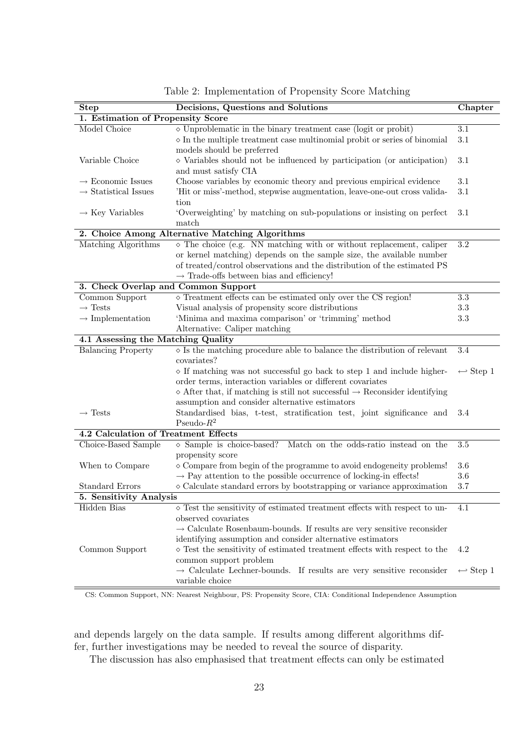Table 2: Implementation of Propensity Score Matching

| Step | Decisions, Questions and Solutions | Chapter |
|---|---|---|
| **1. Estimation of Propensity Score** | | |
| Model Choice | ⋄ Unproblematic in the binary treatment case (logit or probit) | 3.1 |
| | ⋄ In the multiple treatment case multinomial probit or series of binomial models should be preferred | 3.1 |
| Variable Choice | ⋄ Variables should not be influenced by participation (or anticipation) and must satisfy CIA | 3.1 |
| → Economic Issues | Choose variables by economic theory and previous empirical evidence | 3.1 |
| → Statistical Issues | 'Hit or miss'-method, stepwise augmentation, leave-one-out cross validation | 3.1 |
| → Key Variables | 'Overweighting' by matching on sub-populations or insisting on perfect match | 3.1 |
| **2. Choice Among Alternative Matching Algorithms** | | |
| Matching Algorithms | ⋄ The choice (e.g. NN matching with or without replacement, caliper or kernel matching) depends on the sample size, the available number of treated/control observations and the distribution of the estimated PS → Trade-offs between bias and efficiency! | 3.2 |
| **3. Check Overlap and Common Support** | | |
| Common Support | ⋄ Treatment effects can be estimated only over the CS region! | 3.3 |
| → Tests | Visual analysis of propensity score distributions | 3.3 |
| → Implementation | 'Minima and maxima comparison' or 'trimming' method | 3.3 |
| | Alternative: Caliper matching | |
| **4.1 Assessing the Matching Quality** | | |
| Balancing Property | ⋄ Is the matching procedure able to balance the distribution of relevant covariates? | 3.4 |
| | ⋄ If matching was not successful go back to step 1 and include higher-order terms, interaction variables or different covariates | ←→ Step 1 |
| | ⋄ After that, if matching is still not successful → Reconsider identifying assumption and consider alternative estimators | |
| → Tests | Standardised bias, t-test, stratification test, joint significance and Pseudo-$R^2$ | 3.4 |
| **4.2 Calculation of Treatment Effects** | | |
| Choice-Based Sample | ⋄ Sample is choice-based? Match on the odds-ratio instead on the propensity score | 3.5 |
| When to Compare | ⋄ Compare from begin of the programme to avoid endogeneity problems! | 3.6 |
| | → Pay attention to the possible occurrence of locking-in effects! | 3.6 |
| Standard Errors | ⋄ Calculate standard errors by bootstrapping or variance approximation | 3.7 |
| **5. Sensitivity Analysis** | | |
| Hidden Bias | ⋄ Test the sensitivity of estimated treatment effects with respect to unobserved covariates | 4.1 |
| | → Calculate Rosenbaum-bounds. If results are very sensitive reconsider identifying assumption and consider alternative estimators | |
| Common Support | ⋄ Test the sensitivity of estimated treatment effects with respect to the common support problem | 4.2 |
| | → Calculate Lechner-bounds. If results are very sensitive reconsider variable choice | ←→ Step 1 |

CS: Common Support, NN: Nearest Neighbour, PS: Propensity Score, CIA: Conditional Independence Assumption

and depends largely on the data sample. If results among different algorithms differ, further investigations may be needed to reveal the source of disparity.

The discussion has also emphasised that treatment effects can only be estimated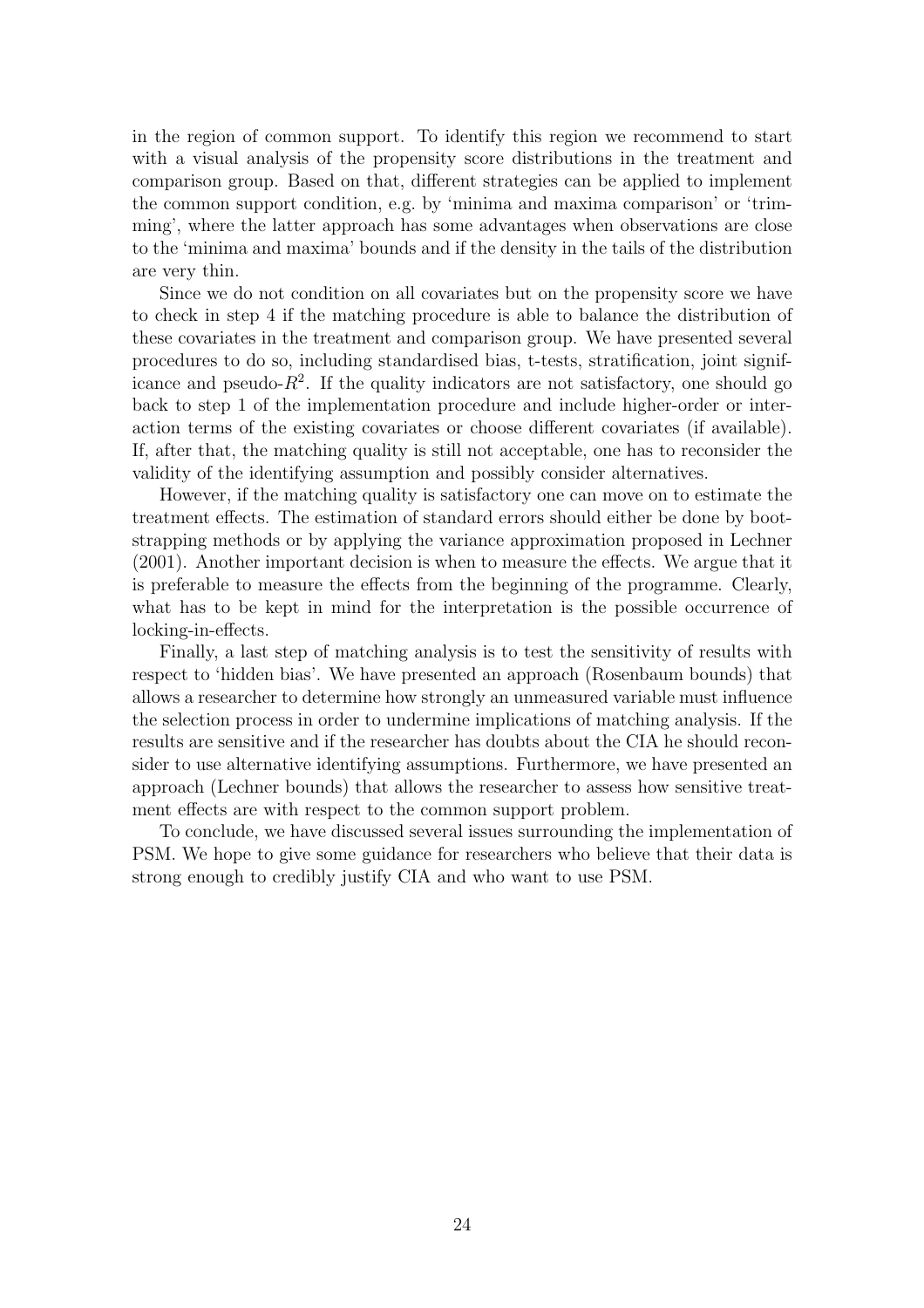in the region of common support. To identify this region we recommend to start with a visual analysis of the propensity score distributions in the treatment and comparison group. Based on that, different strategies can be applied to implement the common support condition, e.g. by 'minima and maxima comparison' or 'trimming', where the latter approach has some advantages when observations are close to the 'minima and maxima' bounds and if the density in the tails of the distribution are very thin.

Since we do not condition on all covariates but on the propensity score we have to check in step 4 if the matching procedure is able to balance the distribution of these covariates in the treatment and comparison group. We have presented several procedures to do so, including standardised bias, t-tests, stratification, joint significance and pseudo-$R^2$. If the quality indicators are not satisfactory, one should go back to step 1 of the implementation procedure and include higher-order or interaction terms of the existing covariates or choose different covariates (if available). If, after that, the matching quality is still not acceptable, one has to reconsider the validity of the identifying assumption and possibly consider alternatives.

However, if the matching quality is satisfactory one can move on to estimate the treatment effects. The estimation of standard errors should either be done by bootstrapping methods or by applying the variance approximation proposed in Lechner (2001). Another important decision is when to measure the effects. We argue that it is preferable to measure the effects from the beginning of the programme. Clearly, what has to be kept in mind for the interpretation is the possible occurrence of locking-in-effects.

Finally, a last step of matching analysis is to test the sensitivity of results with respect to 'hidden bias'. We have presented an approach (Rosenbaum bounds) that allows a researcher to determine how strongly an unmeasured variable must influence the selection process in order to undermine implications of matching analysis. If the results are sensitive and if the researcher has doubts about the CIA he should reconsider to use alternative identifying assumptions. Furthermore, we have presented an approach (Lechner bounds) that allows the researcher to assess how sensitive treatment effects are with respect to the common support problem.

To conclude, we have discussed several issues surrounding the implementation of PSM. We hope to give some guidance for researchers who believe that their data is strong enough to credibly justify CIA and who want to use PSM.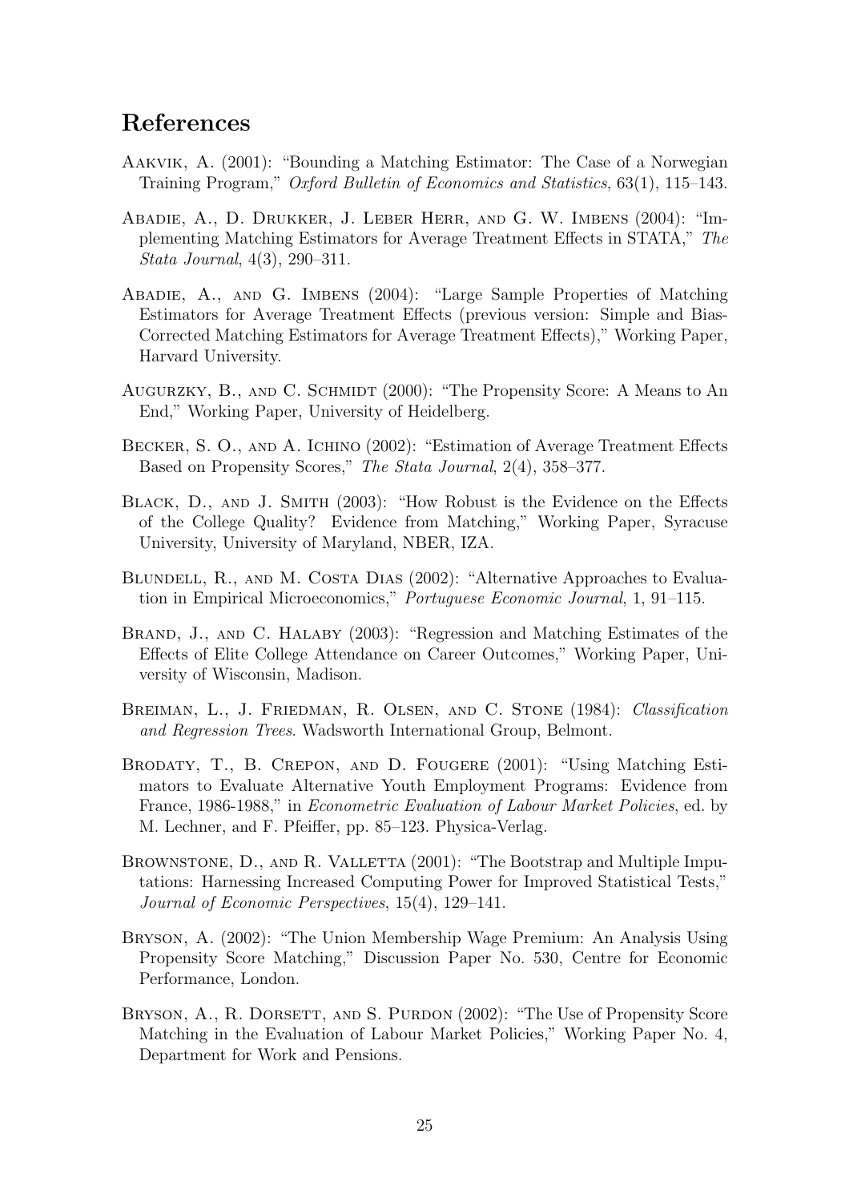## References

Aakvik, A. (2001): "Bounding a Matching Estimator: The Case of a Norwegian Training Program," *Oxford Bulletin of Economics and Statistics*, 63(1), 115–143.

Abadie, A., D. Drukker, J. Leber Herr, and G. W. Imbens (2004): "Implementing Matching Estimators for Average Treatment Effects in STATA," *The Stata Journal*, 4(3), 290–311.

Abadie, A., and G. Imbens (2004): "Large Sample Properties of Matching Estimators for Average Treatment Effects (previous version: Simple and Bias-Corrected Matching Estimators for Average Treatment Effects)," Working Paper, Harvard University.

Augurzky, B., and C. Schmidt (2000): "The Propensity Score: A Means to An End," Working Paper, University of Heidelberg.

Becker, S. O., and A. Ichino (2002): "Estimation of Average Treatment Effects Based on Propensity Scores," *The Stata Journal*, 2(4), 358–377.

Black, D., and J. Smith (2003): "How Robust is the Evidence on the Effects of the College Quality? Evidence from Matching," Working Paper, Syracuse University, University of Maryland, NBER, IZA.

Blundell, R., and M. Costa Dias (2002): "Alternative Approaches to Evaluation in Empirical Microeconomics," *Portuguese Economic Journal*, 1, 91–115.

Brand, J., and C. Halaby (2003): "Regression and Matching Estimates of the Effects of Elite College Attendance on Career Outcomes," Working Paper, University of Wisconsin, Madison.

Breiman, L., J. Friedman, R. Olsen, and C. Stone (1984): *Classification and Regression Trees*. Wadsworth International Group, Belmont.

Brodaty, T., B. Crepon, and D. Fougere (2001): "Using Matching Estimators to Evaluate Alternative Youth Employment Programs: Evidence from France, 1986-1988," in *Econometric Evaluation of Labour Market Policies*, ed. by M. Lechner, and F. Pfeiffer, pp. 85–123. Physica-Verlag.

Brownstone, D., and R. Valletta (2001): "The Bootstrap and Multiple Imputations: Harnessing Increased Computing Power for Improved Statistical Tests," *Journal of Economic Perspectives*, 15(4), 129–141.

Bryson, A. (2002): "The Union Membership Wage Premium: An Analysis Using Propensity Score Matching," Discussion Paper No. 530, Centre for Economic Performance, London.

Bryson, A., R. Dorsett, and S. Purdon (2002): "The Use of Propensity Score Matching in the Evaluation of Labour Market Policies," Working Paper No. 4, Department for Work and Pensions.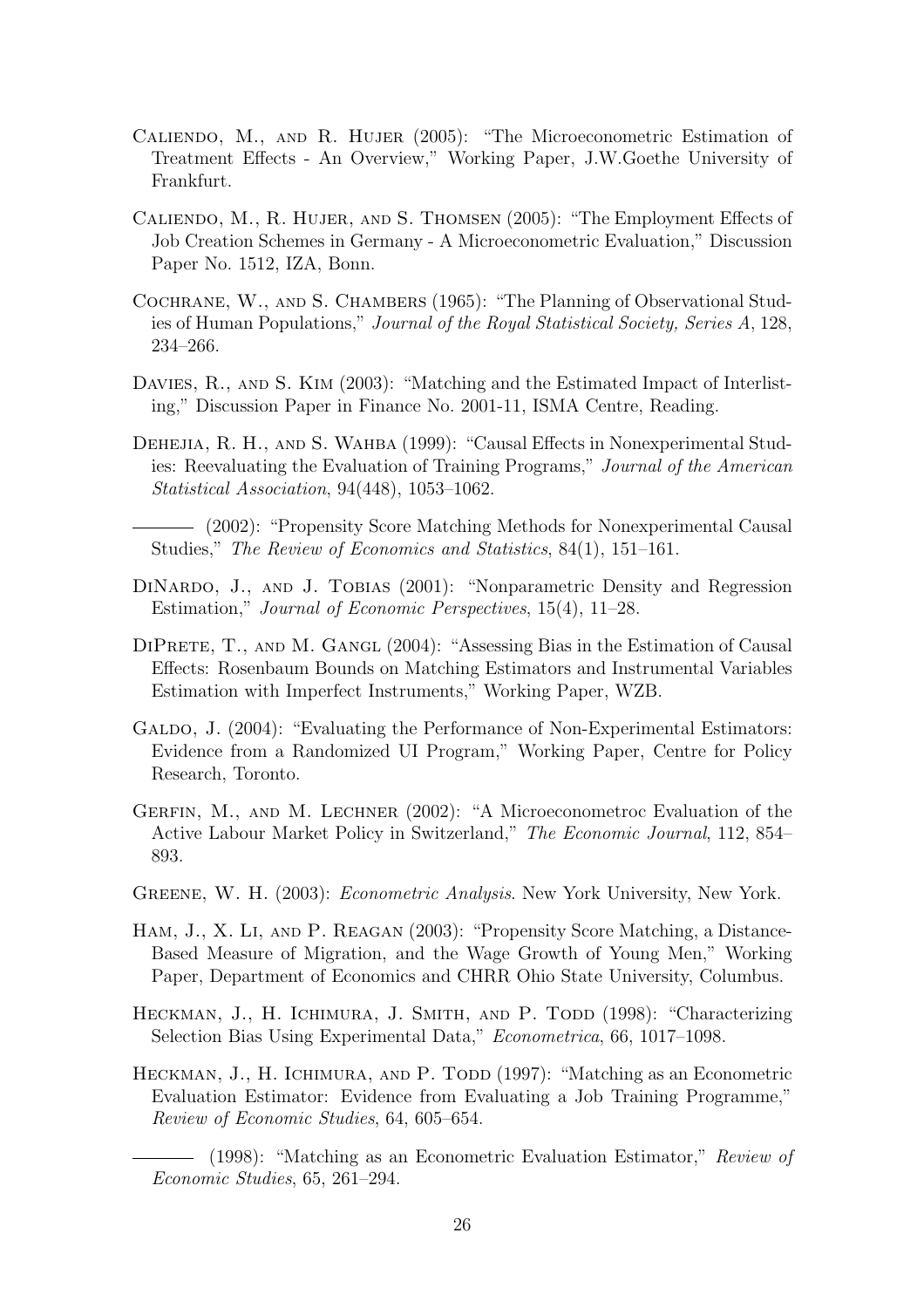Caliendo, M., and R. Hujer (2005): "The Microeconometric Estimation of Treatment Effects - An Overview," Working Paper, J.W.Goethe University of Frankfurt.

Caliendo, M., R. Hujer, and S. Thomsen (2005): "The Employment Effects of Job Creation Schemes in Germany - A Microeconometric Evaluation," Discussion Paper No. 1512, IZA, Bonn.

Cochrane, W., and S. Chambers (1965): "The Planning of Observational Studies of Human Populations," *Journal of the Royal Statistical Society, Series A*, 128, 234–266.

Davies, R., and S. Kim (2003): "Matching and the Estimated Impact of Interlisting," Discussion Paper in Finance No. 2001-11, ISMA Centre, Reading.

Dehejia, R. H., and S. Wahba (1999): "Causal Effects in Nonexperimental Studies: Reevaluating the Evaluation of Training Programs," *Journal of the American Statistical Association*, 94(448), 1053–1062.

——— (2002): "Propensity Score Matching Methods for Nonexperimental Causal Studies," *The Review of Economics and Statistics*, 84(1), 151–161.

DiNardo, J., and J. Tobias (2001): "Nonparametric Density and Regression Estimation," *Journal of Economic Perspectives*, 15(4), 11–28.

DiPrete, T., and M. Gangl (2004): "Assessing Bias in the Estimation of Causal Effects: Rosenbaum Bounds on Matching Estimators and Instrumental Variables Estimation with Imperfect Instruments," Working Paper, WZB.

Galdo, J. (2004): "Evaluating the Performance of Non-Experimental Estimators: Evidence from a Randomized UI Program," Working Paper, Centre for Policy Research, Toronto.

Gerfin, M., and M. Lechner (2002): "A Microeconometroc Evaluation of the Active Labour Market Policy in Switzerland," *The Economic Journal*, 112, 854–893.

Greene, W. H. (2003): *Econometric Analysis*. New York University, New York.

Ham, J., X. Li, and P. Reagan (2003): "Propensity Score Matching, a Distance-Based Measure of Migration, and the Wage Growth of Young Men," Working Paper, Department of Economics and CHRR Ohio State University, Columbus.

Heckman, J., H. Ichimura, J. Smith, and P. Todd (1998): "Characterizing Selection Bias Using Experimental Data," *Econometrica*, 66, 1017–1098.

Heckman, J., H. Ichimura, and P. Todd (1997): "Matching as an Econometric Evaluation Estimator: Evidence from Evaluating a Job Training Programme," *Review of Economic Studies*, 64, 605–654.

——— (1998): "Matching as an Econometric Evaluation Estimator," *Review of Economic Studies*, 65, 261–294.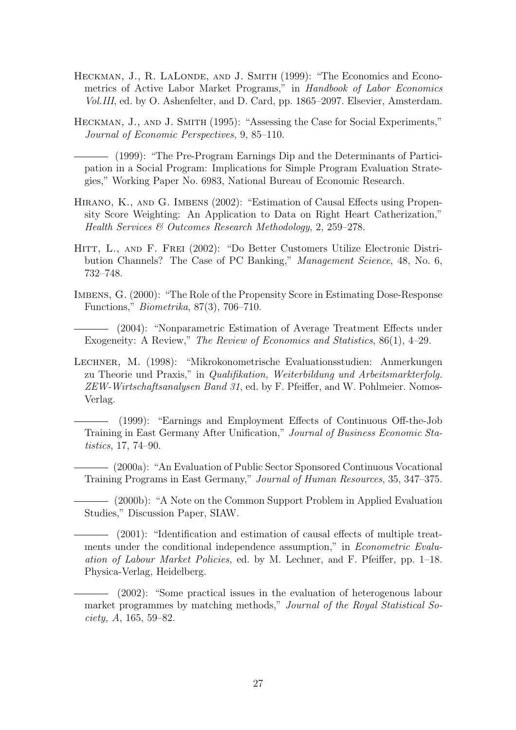Heckman, J., R. LaLonde, and J. Smith (1999): "The Economics and Econometrics of Active Labor Market Programs," in *Handbook of Labor Economics Vol.III*, ed. by O. Ashenfelter, and D. Card, pp. 1865–2097. Elsevier, Amsterdam.

Heckman, J., and J. Smith (1995): "Assessing the Case for Social Experiments," *Journal of Economic Perspectives*, 9, 85–110.

——— (1999): "The Pre-Program Earnings Dip and the Determinants of Participation in a Social Program: Implications for Simple Program Evaluation Strategies," Working Paper No. 6983, National Bureau of Economic Research.

Hirano, K., and G. Imbens (2002): "Estimation of Causal Effects using Propensity Score Weighting: An Application to Data on Right Heart Catherization," *Health Services & Outcomes Research Methodology*, 2, 259–278.

Hitt, L., and F. Frei (2002): "Do Better Customers Utilize Electronic Distribution Channels? The Case of PC Banking," *Management Science*, 48, No. 6, 732–748.

Imbens, G. (2000): "The Role of the Propensity Score in Estimating Dose-Response Functions," *Biometrika*, 87(3), 706–710.

——— (2004): "Nonparametric Estimation of Average Treatment Effects under Exogeneity: A Review," *The Review of Economics and Statistics*, 86(1), 4–29.

Lechner, M. (1998): "Mikrokonometrische Evaluationsstudien: Anmerkungen zu Theorie und Praxis," in *Qualifikation, Weiterbildung und Arbeitsmarkterfolg. ZEW-Wirtschaftsanalysen Band 31*, ed. by F. Pfeiffer, and W. Pohlmeier. Nomos-Verlag.

——— (1999): "Earnings and Employment Effects of Continuous Off-the-Job Training in East Germany After Unification," *Journal of Business Economic Statistics*, 17, 74–90.

——— (2000a): "An Evaluation of Public Sector Sponsored Continuous Vocational Training Programs in East Germany," *Journal of Human Resources*, 35, 347–375.

——— (2000b): "A Note on the Common Support Problem in Applied Evaluation Studies," Discussion Paper, SIAW.

——— (2001): "Identification and estimation of causal effects of multiple treatments under the conditional independence assumption," in *Econometric Evaluation of Labour Market Policies*, ed. by M. Lechner, and F. Pfeiffer, pp. 1–18. Physica-Verlag, Heidelberg.

——— (2002): "Some practical issues in the evaluation of heterogenous labour market programmes by matching methods," *Journal of the Royal Statistical Society, A*, 165, 59–82.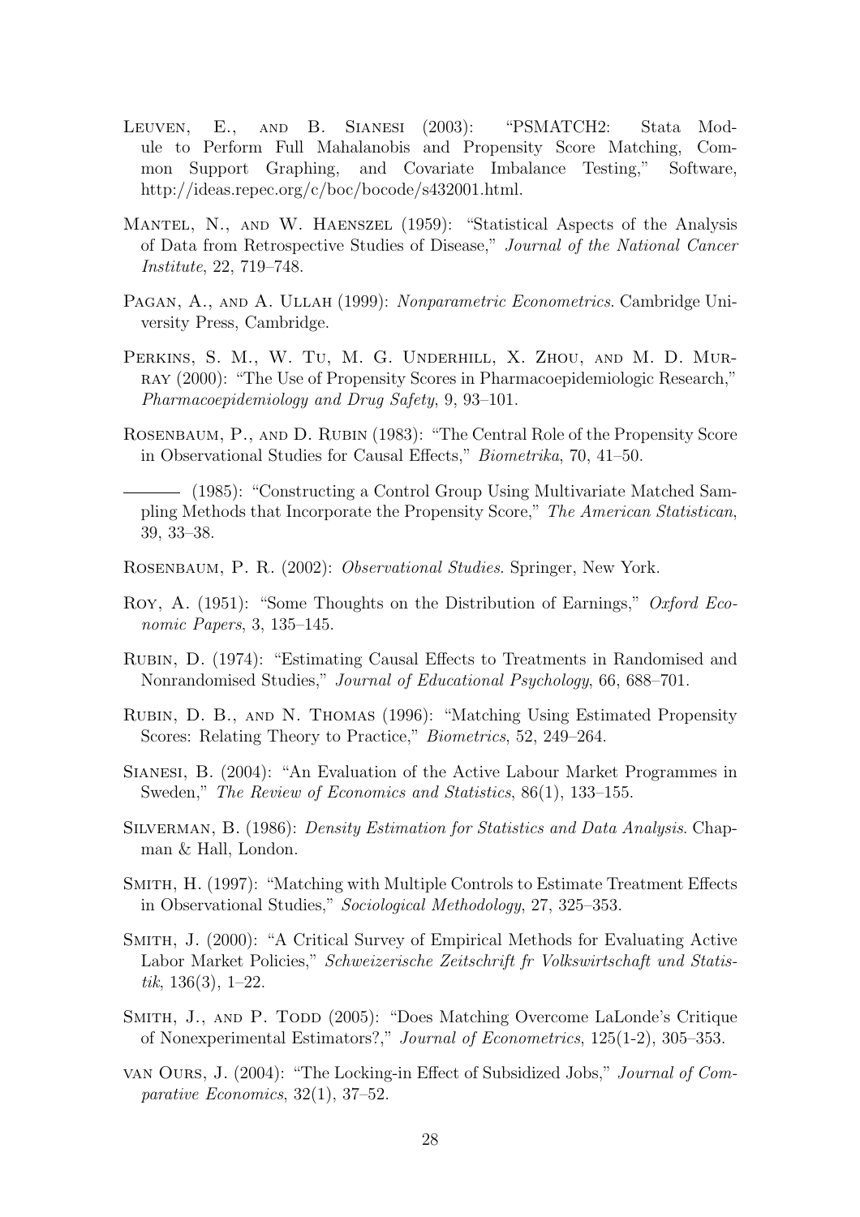Leuven, E., and B. Sianesi (2003): "PSMATCH2: Stata Module to Perform Full Mahalanobis and Propensity Score Matching, Common Support Graphing, and Covariate Imbalance Testing," Software, http://ideas.repec.org/c/boc/bocode/s432001.html.

Mantel, N., and W. Haenszel (1959): "Statistical Aspects of the Analysis of Data from Retrospective Studies of Disease," *Journal of the National Cancer Institute*, 22, 719–748.

Pagan, A., and A. Ullah (1999): *Nonparametric Econometrics*. Cambridge University Press, Cambridge.

Perkins, S. M., W. Tu, M. G. Underhill, X. Zhou, and M. D. Murray (2000): "The Use of Propensity Scores in Pharmacoepidemiologic Research," *Pharmacoepidemiology and Drug Safety*, 9, 93–101.

Rosenbaum, P., and D. Rubin (1983): "The Central Role of the Propensity Score in Observational Studies for Causal Effects," *Biometrika*, 70, 41–50.

——— (1985): "Constructing a Control Group Using Multivariate Matched Sampling Methods that Incorporate the Propensity Score," *The American Statistican*, 39, 33–38.

Rosenbaum, P. R. (2002): *Observational Studies*. Springer, New York.

Roy, A. (1951): "Some Thoughts on the Distribution of Earnings," *Oxford Economic Papers*, 3, 135–145.

Rubin, D. (1974): "Estimating Causal Effects to Treatments in Randomised and Nonrandomised Studies," *Journal of Educational Psychology*, 66, 688–701.

Rubin, D. B., and N. Thomas (1996): "Matching Using Estimated Propensity Scores: Relating Theory to Practice," *Biometrics*, 52, 249–264.

Sianesi, B. (2004): "An Evaluation of the Active Labour Market Programmes in Sweden," *The Review of Economics and Statistics*, 86(1), 133–155.

Silverman, B. (1986): *Density Estimation for Statistics and Data Analysis*. Chapman & Hall, London.

Smith, H. (1997): "Matching with Multiple Controls to Estimate Treatment Effects in Observational Studies," *Sociological Methodology*, 27, 325–353.

Smith, J. (2000): "A Critical Survey of Empirical Methods for Evaluating Active Labor Market Policies," *Schweizerische Zeitschrift fr Volkswirtschaft und Statistik*, 136(3), 1–22.

Smith, J., and P. Todd (2005): "Does Matching Overcome LaLonde's Critique of Nonexperimental Estimators?," *Journal of Econometrics*, 125(1-2), 305–353.

van Ours, J. (2004): "The Locking-in Effect of Subsidized Jobs," *Journal of Comparative Economics*, 32(1), 37–52.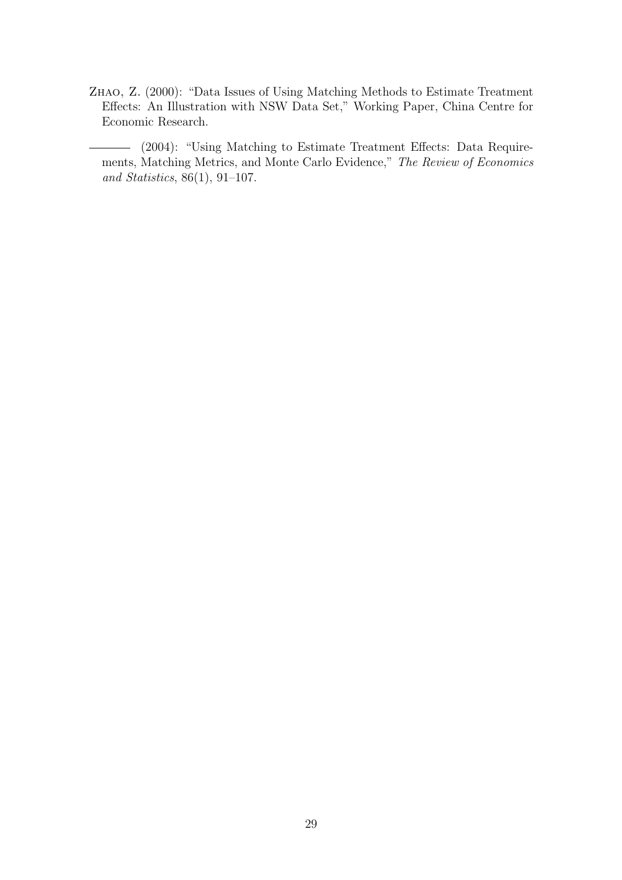Zhao, Z. (2000): "Data Issues of Using Matching Methods to Estimate Treatment Effects: An Illustration with NSW Data Set," Working Paper, China Centre for Economic Research.

——— (2004): "Using Matching to Estimate Treatment Effects: Data Requirements, Matching Metrics, and Monte Carlo Evidence," *The Review of Economics and Statistics*, 86(1), 91–107.